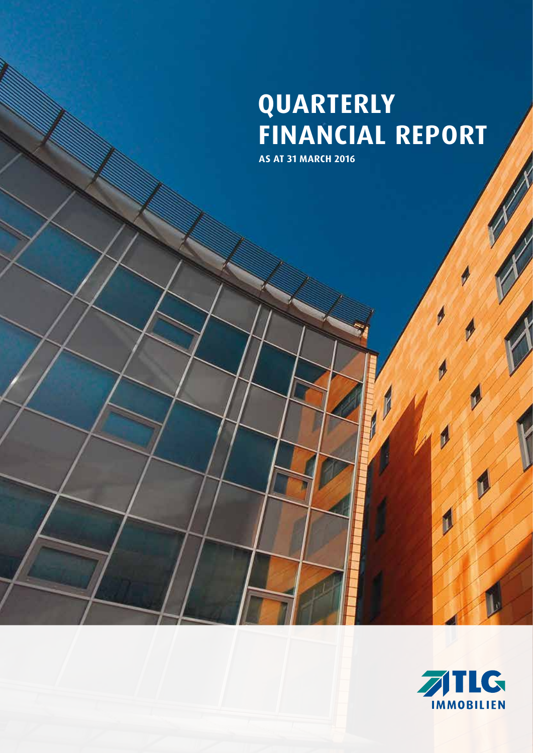# QUARTERLY FINANCIAL REPORT

**AS AT 31 MARCH 2016**

TLG IMMOBILIEN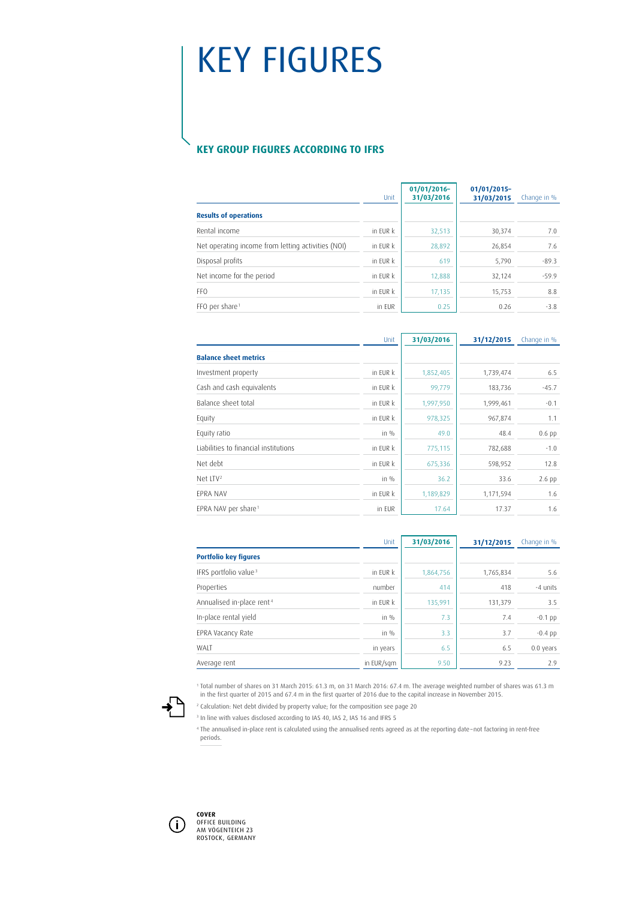# KEY FIGURES

## KEY GROUP FIGURES ACCORDING TO IFRS

| | Unit | 01/01/2016–31/03/2016 | 01/01/2015–31/03/2015 | Change in % |
|---|---|---|---|---|
| **Results of operations** | | | | |
| Rental income | in EUR k | 32,513 | 30,374 | 7.0 |
| Net operating income from letting activities (NOI) | in EUR k | 28,892 | 26,854 | 7.6 |
| Disposal profits | in EUR k | 619 | 5,790 | -89.3 |
| Net income for the period | in EUR k | 12,888 | 32,124 | -59.9 |
| FFO | in EUR k | 17,135 | 15,753 | 8.8 |
| FFO per share[1] | in EUR | 0.25 | 0.26 | -3.8 |

| | Unit | 31/03/2016 | 31/12/2015 | Change in % |
|---|---|---|---|---|
| **Balance sheet metrics** | | | | |
| Investment property | in EUR k | 1,852,405 | 1,739,474 | 6.5 |
| Cash and cash equivalents | in EUR k | 99,779 | 183,736 | -45.7 |
| Balance sheet total | in EUR k | 1,997,950 | 1,999,461 | -0.1 |
| Equity | in EUR k | 978,325 | 967,874 | 1.1 |
| Equity ratio | in % | 49.0 | 48.4 | 0.6 pp |
| Liabilities to financial institutions | in EUR k | 775,115 | 782,688 | -1.0 |
| Net debt | in EUR k | 675,336 | 598,952 | 12.8 |
| Net LTV[2] | in % | 36.2 | 33.6 | 2.6 pp |
| EPRA NAV | in EUR k | 1,189,829 | 1,171,594 | 1.6 |
| EPRA NAV per share[1] | in EUR | 17.64 | 17.37 | 1.6 |

| | Unit | 31/03/2016 | 31/12/2015 | Change in % |
|---|---|---|---|---|
| **Portfolio key figures** | | | | |
| IFRS portfolio value[3] | in EUR k | 1,864,756 | 1,765,834 | 5.6 |
| Properties | number | 414 | 418 | -4 units |
| Annualised in-place rent[4] | in EUR k | 135,991 | 131,379 | 3.5 |
| In-place rental yield | in % | 7.3 | 7.4 | -0.1 pp |
| EPRA Vacancy Rate | in % | 3.3 | 3.7 | -0.4 pp |
| WALT | in years | 6.5 | 6.5 | 0.0 years |
| Average rent | in EUR/sqm | 9.50 | 9.23 | 2.9 |

[1] Total number of shares on 31 March 2015: 61.3 m, on 31 March 2016: 67.4 m. The average weighted number of shares was 61.3 m in the first quarter of 2015 and 67.4 m in the first quarter of 2016 due to the capital increase in November 2015.

[2] Calculation: Net debt divided by property value; for the composition see page 20

[3] In line with values disclosed according to IAS 40, IAS 2, IAS 16 and IFRS 5

[4] The annualised in-place rent is calculated using the annualised rents agreed as at the reporting date – not factoring in rent-free periods.

**COVER**
OFFICE BUILDING
AM VÖGENTEICH 23
ROSTOCK, GERMANY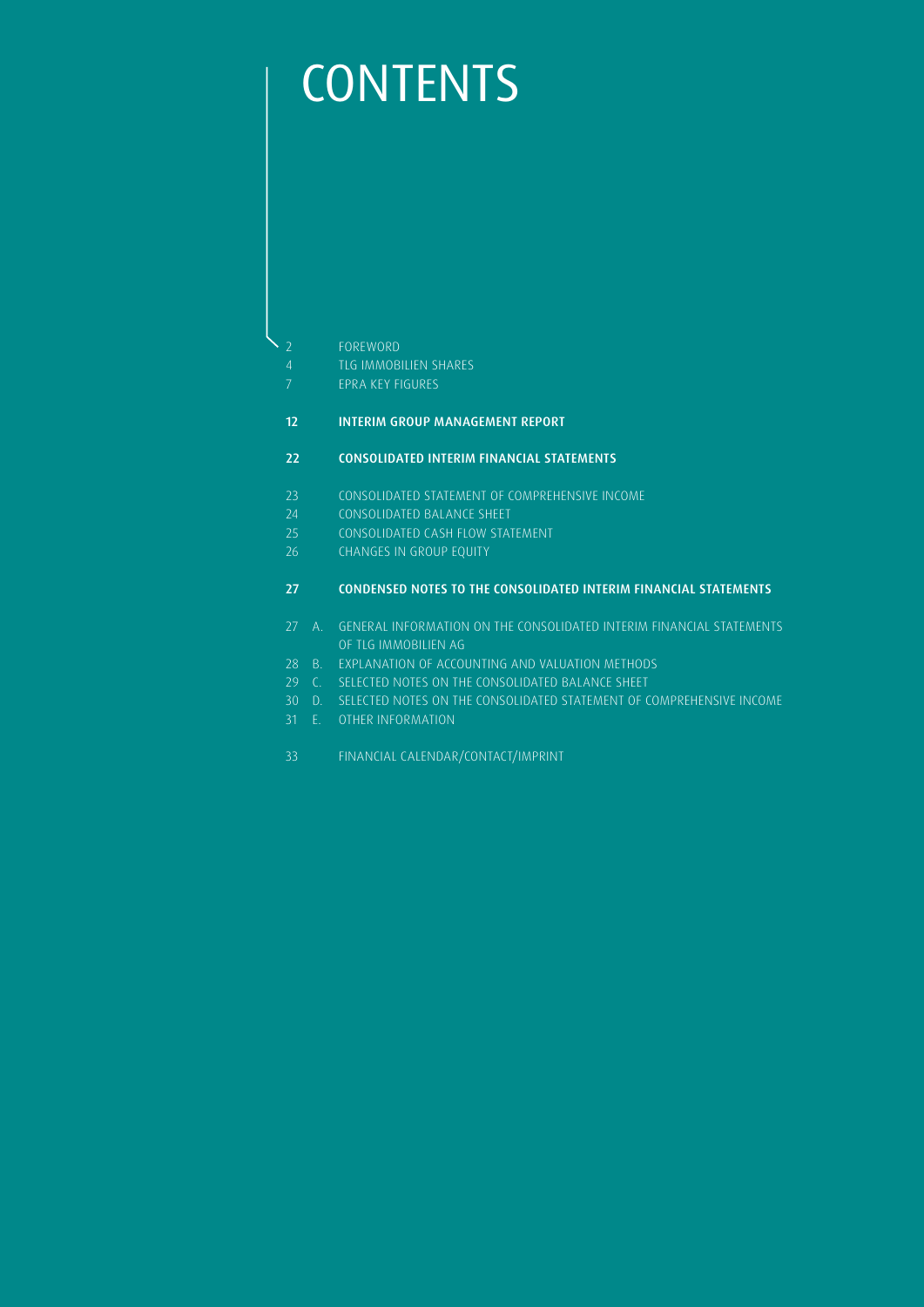# CONTENTS

2 FOREWORD
4 TLG IMMOBILIEN SHARES
7 EPRA KEY FIGURES

**12 INTERIM GROUP MANAGEMENT REPORT**

**22 CONSOLIDATED INTERIM FINANCIAL STATEMENTS**

23 CONSOLIDATED STATEMENT OF COMPREHENSIVE INCOME
24 CONSOLIDATED BALANCE SHEET
25 CONSOLIDATED CASH FLOW STATEMENT
26 CHANGES IN GROUP EQUITY

**27 CONDENSED NOTES TO THE CONSOLIDATED INTERIM FINANCIAL STATEMENTS**

27 A. GENERAL INFORMATION ON THE CONSOLIDATED INTERIM FINANCIAL STATEMENTS OF TLG IMMOBILIEN AG
28 B. EXPLANATION OF ACCOUNTING AND VALUATION METHODS
29 C. SELECTED NOTES ON THE CONSOLIDATED BALANCE SHEET
30 D. SELECTED NOTES ON THE CONSOLIDATED STATEMENT OF COMPREHENSIVE INCOME
31 E. OTHER INFORMATION

33 FINANCIAL CALENDAR/CONTACT/IMPRINT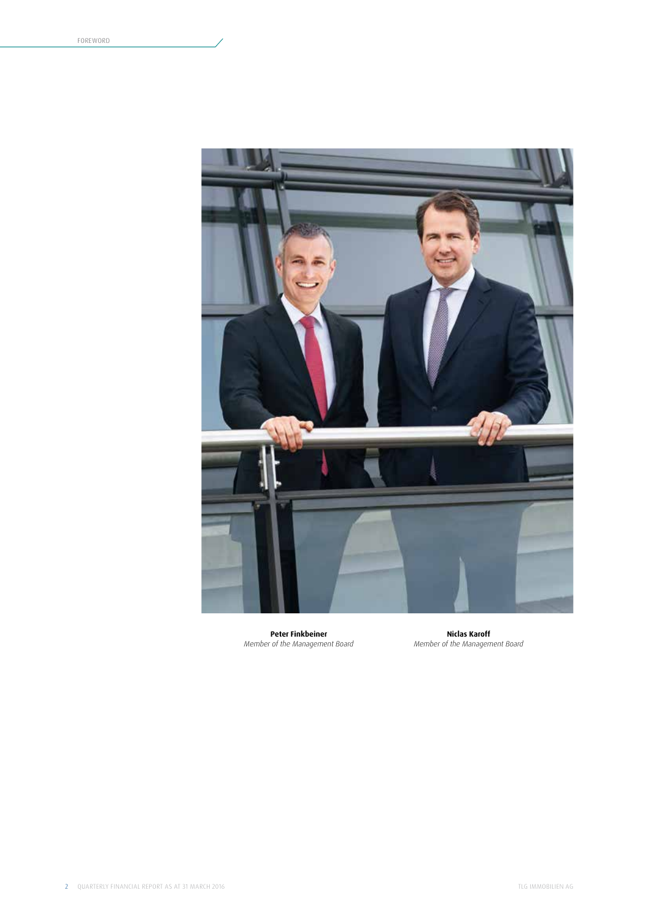**Peter Finkbeiner**
*Member of the Management Board*

**Niclas Karoff**
*Member of the Management Board*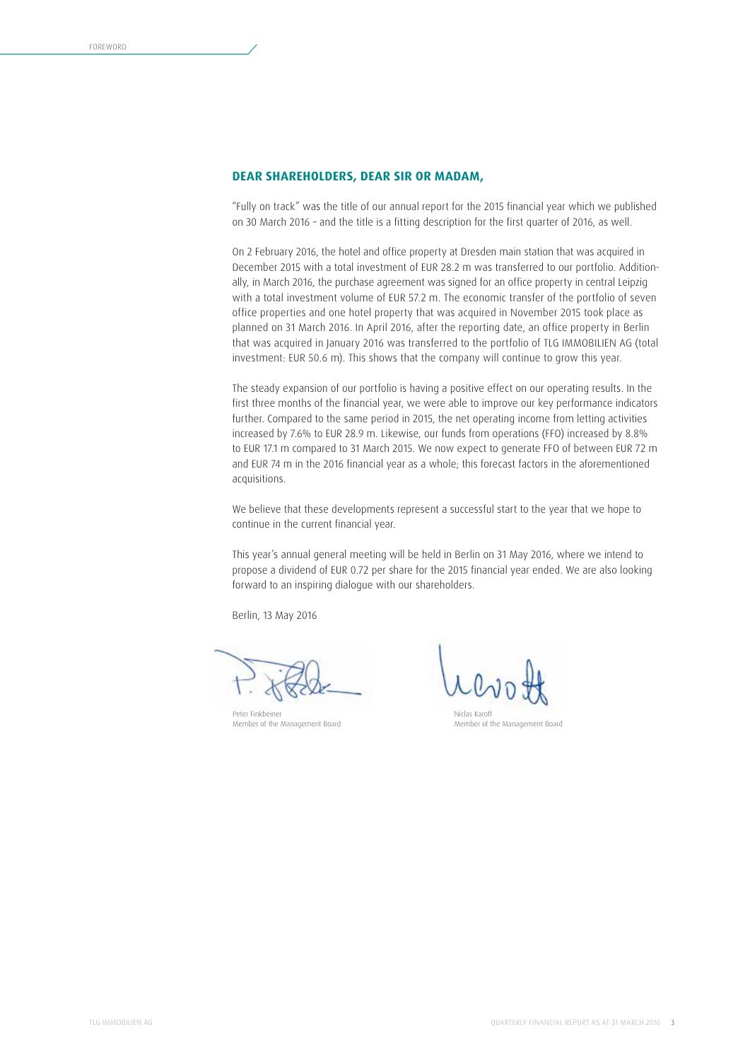## DEAR SHAREHOLDERS, DEAR SIR OR MADAM,

"Fully on track" was the title of our annual report for the 2015 financial year which we published on 30 March 2016 – and the title is a fitting description for the first quarter of 2016, as well.

On 2 February 2016, the hotel and office property at Dresden main station that was acquired in December 2015 with a total investment of EUR 28.2 m was transferred to our portfolio. Additionally, in March 2016, the purchase agreement was signed for an office property in central Leipzig with a total investment volume of EUR 57.2 m. The economic transfer of the portfolio of seven office properties and one hotel property that was acquired in November 2015 took place as planned on 31 March 2016. In April 2016, after the reporting date, an office property in Berlin that was acquired in January 2016 was transferred to the portfolio of TLG IMMOBILIEN AG (total investment: EUR 50.6 m). This shows that the company will continue to grow this year.

The steady expansion of our portfolio is having a positive effect on our operating results. In the first three months of the financial year, we were able to improve our key performance indicators further. Compared to the same period in 2015, the net operating income from letting activities increased by 7.6% to EUR 28.9 m. Likewise, our funds from operations (FFO) increased by 8.8% to EUR 17.1 m compared to 31 March 2015. We now expect to generate FFO of between EUR 72 m and EUR 74 m in the 2016 financial year as a whole; this forecast factors in the aforementioned acquisitions.

We believe that these developments represent a successful start to the year that we hope to continue in the current financial year.

This year's annual general meeting will be held in Berlin on 31 May 2016, where we intend to propose a dividend of EUR 0.72 per share for the 2015 financial year ended. We are also looking forward to an inspiring dialogue with our shareholders.

Berlin, 13 May 2016

Peter Finkbeiner
Member of the Management Board

Niclas Karoff
Member of the Management Board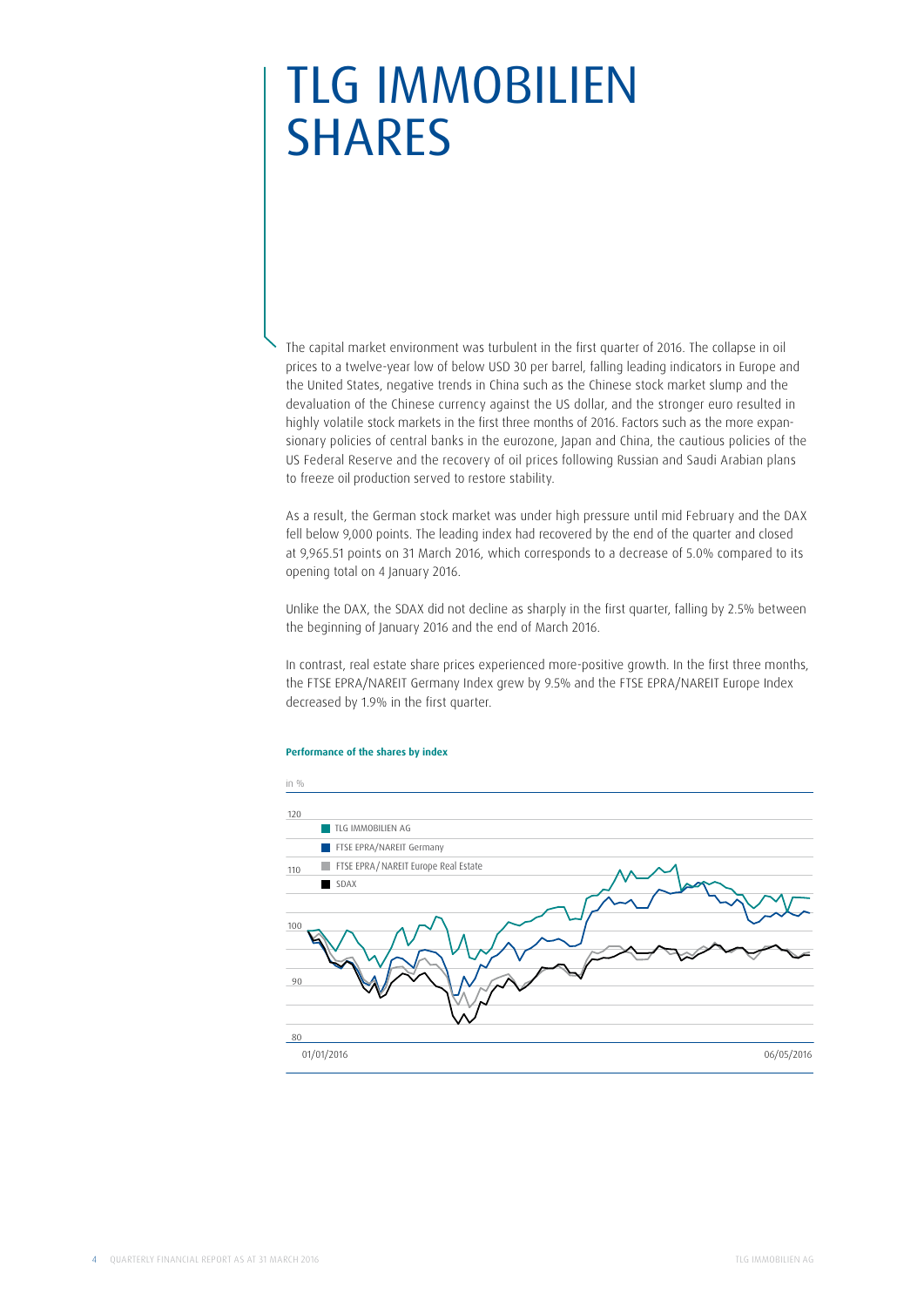# TLG IMMOBILIEN SHARES

The capital market environment was turbulent in the first quarter of 2016. The collapse in oil prices to a twelve-year low of below USD 30 per barrel, falling leading indicators in Europe and the United States, negative trends in China such as the Chinese stock market slump and the devaluation of the Chinese currency against the US dollar, and the stronger euro resulted in highly volatile stock markets in the first three months of 2016. Factors such as the more expansionary policies of central banks in the eurozone, Japan and China, the cautious policies of the US Federal Reserve and the recovery of oil prices following Russian and Saudi Arabian plans to freeze oil production served to restore stability.

As a result, the German stock market was under high pressure until mid February and the DAX fell below 9,000 points. The leading index had recovered by the end of the quarter and closed at 9,965.51 points on 31 March 2016, which corresponds to a decrease of 5.0% compared to its opening total on 4 January 2016.

Unlike the DAX, the SDAX did not decline as sharply in the first quarter, falling by 2.5% between the beginning of January 2016 and the end of March 2016.

In contrast, real estate share prices experienced more-positive growth. In the first three months, the FTSE EPRA/NAREIT Germany Index grew by 9.5% and the FTSE EPRA/NAREIT Europe Index decreased by 1.9% in the first quarter.

**Performance of the shares by index**

in %

- TLG IMMOBILIEN AG
- FTSE EPRA/NAREIT Germany
- FTSE EPRA/NAREIT Europe Real Estate
- SDAX

120, 110, 100, 90, 80

01/01/2016 — 06/05/2016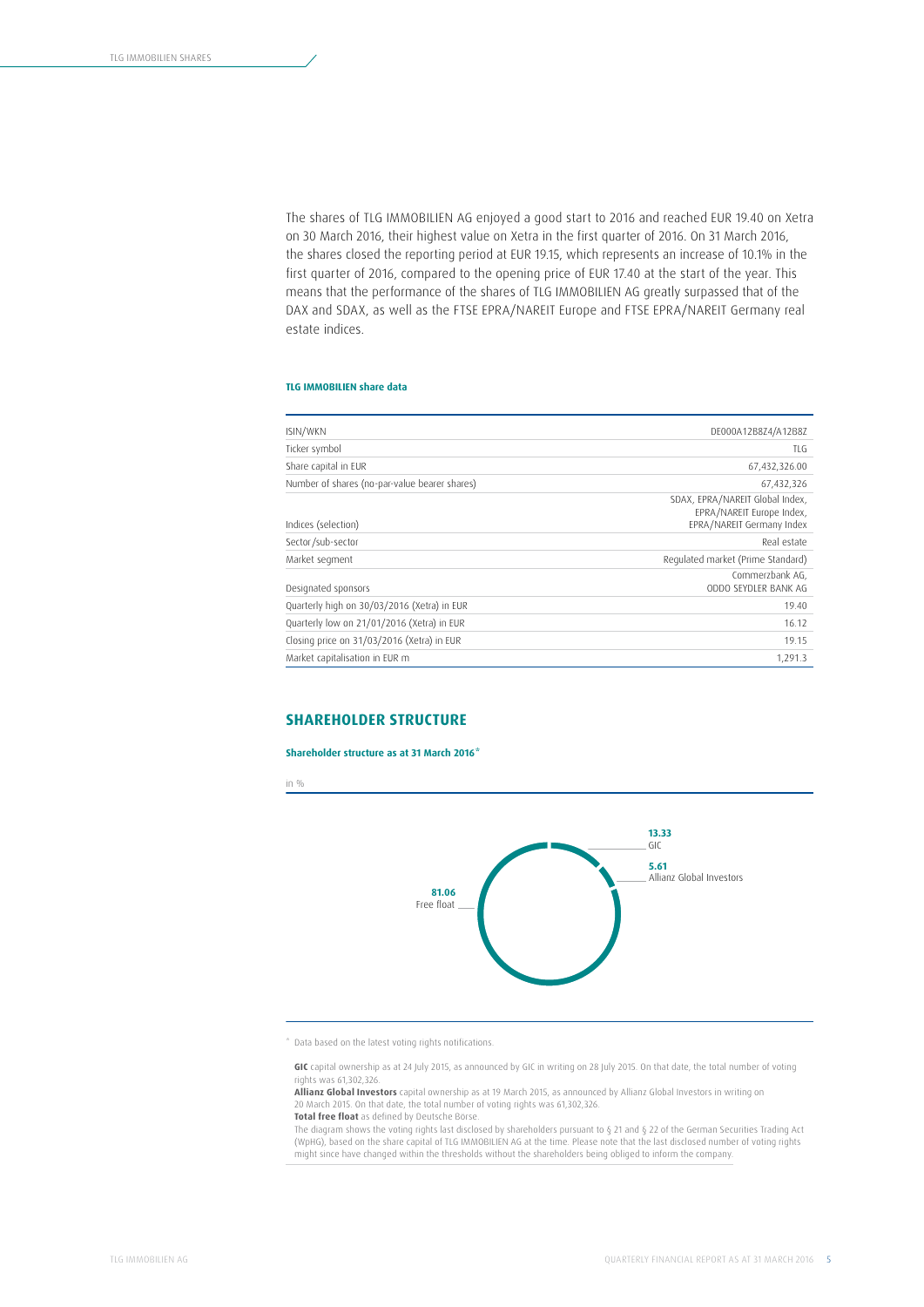The shares of TLG IMMOBILIEN AG enjoyed a good start to 2016 and reached EUR 19.40 on Xetra on 30 March 2016, their highest value on Xetra in the first quarter of 2016. On 31 March 2016, the shares closed the reporting period at EUR 19.15, which represents an increase of 10.1% in the first quarter of 2016, compared to the opening price of EUR 17.40 at the start of the year. This means that the performance of the shares of TLG IMMOBILIEN AG greatly surpassed that of the DAX and SDAX, as well as the FTSE EPRA/NAREIT Europe and FTSE EPRA/NAREIT Germany real estate indices.

**TLG IMMOBILIEN share data**

| | |
|---|---|
| ISIN/WKN | DE000A12B8Z4/A12B8Z |
| Ticker symbol | TLG |
| Share capital in EUR | 67,432,326.00 |
| Number of shares (no-par-value bearer shares) | 67,432,326 |
| Indices (selection) | SDAX, EPRA/NAREIT Global Index, EPRA/NAREIT Europe Index, EPRA/NAREIT Germany Index |
| Sector/sub-sector | Real estate |
| Market segment | Regulated market (Prime Standard) |
| Designated sponsors | Commerzbank AG, ODDO SEYDLER BANK AG |
| Quarterly high on 30/03/2016 (Xetra) in EUR | 19.40 |
| Quarterly low on 21/01/2016 (Xetra) in EUR | 16.12 |
| Closing price on 31/03/2016 (Xetra) in EUR | 19.15 |
| Market capitalisation in EUR m | 1,291.3 |

## SHAREHOLDER STRUCTURE

**Shareholder structure as at 31 March 2016***

in %

**13.33** GIC

**5.61** Allianz Global Investors

**81.06** Free float

\* Data based on the latest voting rights notifications.

**GIC** capital ownership as at 24 July 2015, as announced by GIC in writing on 28 July 2015. On that date, the total number of voting rights was 61,302,326.
**Allianz Global Investors** capital ownership as at 19 March 2015, as announced by Allianz Global Investors in writing on 20 March 2015. On that date, the total number of voting rights was 61,302,326.
**Total free float** as defined by Deutsche Börse.
The diagram shows the voting rights last disclosed by shareholders pursuant to § 21 and § 22 of the German Securities Trading Act (WpHG), based on the share capital of TLG IMMOBILIEN AG at the time. Please note that the last disclosed number of voting rights might since have changed within the thresholds without the shareholders being obliged to inform the company.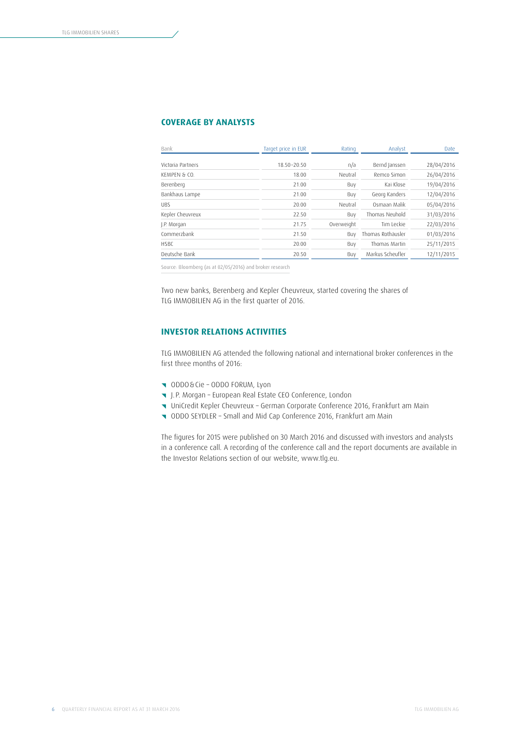## COVERAGE BY ANALYSTS

| Bank | Target price in EUR | Rating | Analyst | Date |
|---|---|---|---|---|
| Victoria Partners | 18.50–20.50 | n/a | Bernd Janssen | 28/04/2016 |
| KEMPEN & CO. | 18.00 | Neutral | Remco Simon | 26/04/2016 |
| Berenberg | 21.00 | Buy | Kai Klose | 19/04/2016 |
| Bankhaus Lampe | 21.00 | Buy | Georg Kanders | 12/04/2016 |
| UBS | 20.00 | Neutral | Osmaan Malik | 05/04/2016 |
| Kepler Cheuvreux | 22.50 | Buy | Thomas Neuhold | 31/03/2016 |
| J.P. Morgan | 21.75 | Overweight | Tim Leckie | 22/03/2016 |
| Commerzbank | 21.50 | Buy | Thomas Rothäusler | 01/03/2016 |
| HSBC | 20.00 | Buy | Thomas Martin | 25/11/2015 |
| Deutsche Bank | 20.50 | Buy | Markus Scheufler | 12/11/2015 |

Source: Bloomberg (as at 02/05/2016) and broker research

Two new banks, Berenberg and Kepler Cheuvreux, started covering the shares of TLG IMMOBILIEN AG in the first quarter of 2016.

## INVESTOR RELATIONS ACTIVITIES

TLG IMMOBILIEN AG attended the following national and international broker conferences in the first three months of 2016:

- ODDO & Cie – ODDO FORUM, Lyon
- J. P. Morgan – European Real Estate CEO Conference, London
- UniCredit Kepler Cheuvreux – German Corporate Conference 2016, Frankfurt am Main
- ODDO SEYDLER – Small and Mid Cap Conference 2016, Frankfurt am Main

The figures for 2015 were published on 30 March 2016 and discussed with investors and analysts in a conference call. A recording of the conference call and the report documents are available in the Investor Relations section of our website, www.tlg.eu.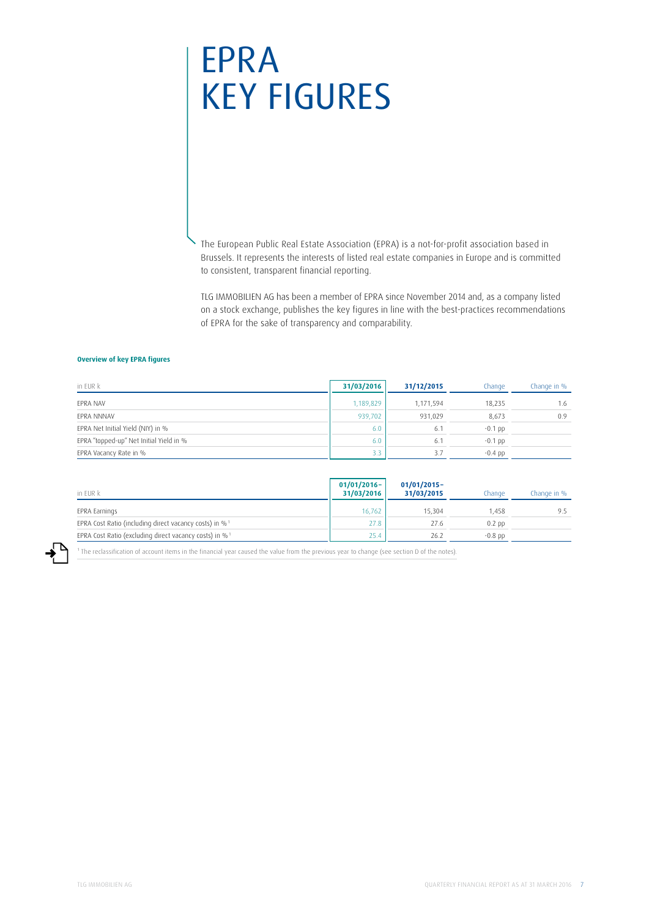# EPRA KEY FIGURES

The European Public Real Estate Association (EPRA) is a not-for-profit association based in Brussels. It represents the interests of listed real estate companies in Europe and is committed to consistent, transparent financial reporting.

TLG IMMOBILIEN AG has been a member of EPRA since November 2014 and, as a company listed on a stock exchange, publishes the key figures in line with the best-practices recommendations of EPRA for the sake of transparency and comparability.

**Overview of key EPRA figures**

| in EUR k | 31/03/2016 | 31/12/2015 | Change | Change in % |
|---|---|---|---|---|
| EPRA NAV | 1,189,829 | 1,171,594 | 18,235 | 1.6 |
| EPRA NNNAV | 939,702 | 931,029 | 8,673 | 0.9 |
| EPRA Net Initial Yield (NIY) in % | 6.0 | 6.1 | -0.1 pp | |
| EPRA "topped-up" Net Initial Yield in % | 6.0 | 6.1 | -0.1 pp | |
| EPRA Vacancy Rate in % | 3.3 | 3.7 | -0.4 pp | |

| in EUR k | 01/01/2016–31/03/2016 | 01/01/2015–31/03/2015 | Change | Change in % |
|---|---|---|---|---|
| EPRA Earnings | 16,762 | 15,304 | 1,458 | 9.5 |
| EPRA Cost Ratio (including direct vacancy costs) in % [1] | 27.8 | 27.6 | 0.2 pp | |
| EPRA Cost Ratio (excluding direct vacancy costs) in % [1] | 25.4 | 26.2 | -0.8 pp | |

[1] The reclassification of account items in the financial year caused the value from the previous year to change (see section D of the notes).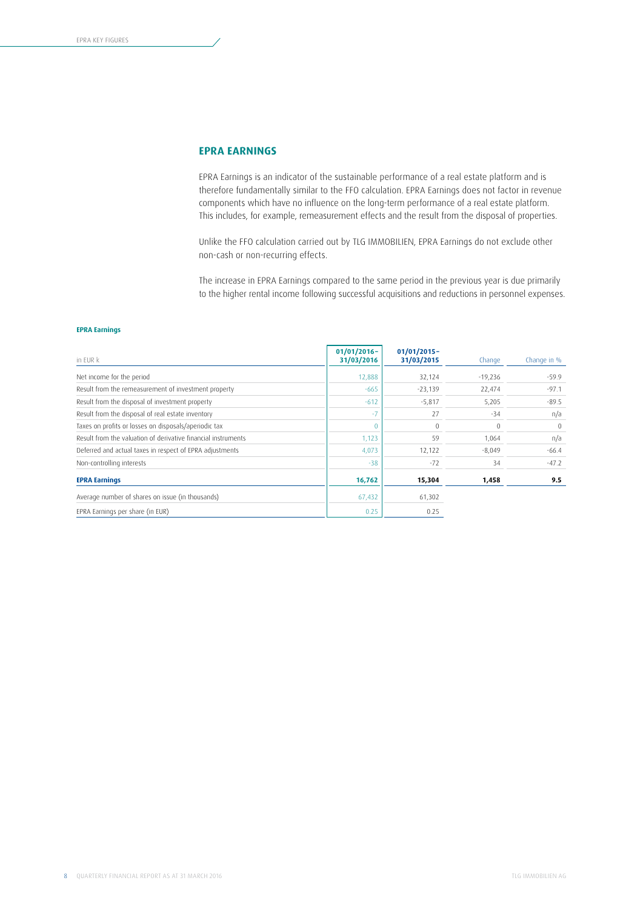## EPRA EARNINGS

EPRA Earnings is an indicator of the sustainable performance of a real estate platform and is therefore fundamentally similar to the FFO calculation. EPRA Earnings does not factor in revenue components which have no influence on the long-term performance of a real estate platform. This includes, for example, remeasurement effects and the result from the disposal of properties.

Unlike the FFO calculation carried out by TLG IMMOBILIEN, EPRA Earnings do not exclude other non-cash or non-recurring effects.

The increase in EPRA Earnings compared to the same period in the previous year is due primarily to the higher rental income following successful acquisitions and reductions in personnel expenses.

**EPRA Earnings**

| in EUR k | 01/01/2016–31/03/2016 | 01/01/2015–31/03/2015 | Change | Change in % |
|---|---|---|---|---|
| Net income for the period | 12,888 | 32,124 | -19,236 | -59.9 |
| Result from the remeasurement of investment property | -665 | -23,139 | 22,474 | -97.1 |
| Result from the disposal of investment property | -612 | -5,817 | 5,205 | -89.5 |
| Result from the disposal of real estate inventory | -7 | 27 | -34 | n/a |
| Taxes on profits or losses on disposals/aperiodic tax | 0 | 0 | 0 | 0 |
| Result from the valuation of derivative financial instruments | 1,123 | 59 | 1,064 | n/a |
| Deferred and actual taxes in respect of EPRA adjustments | 4,073 | 12,122 | -8,049 | -66.4 |
| Non-controlling interests | -38 | -72 | 34 | -47.2 |
| **EPRA Earnings** | **16,762** | **15,304** | **1,458** | **9.5** |
| Average number of shares on issue (in thousands) | 67,432 | 61,302 | | |
| EPRA Earnings per share (in EUR) | 0.25 | 0.25 | | |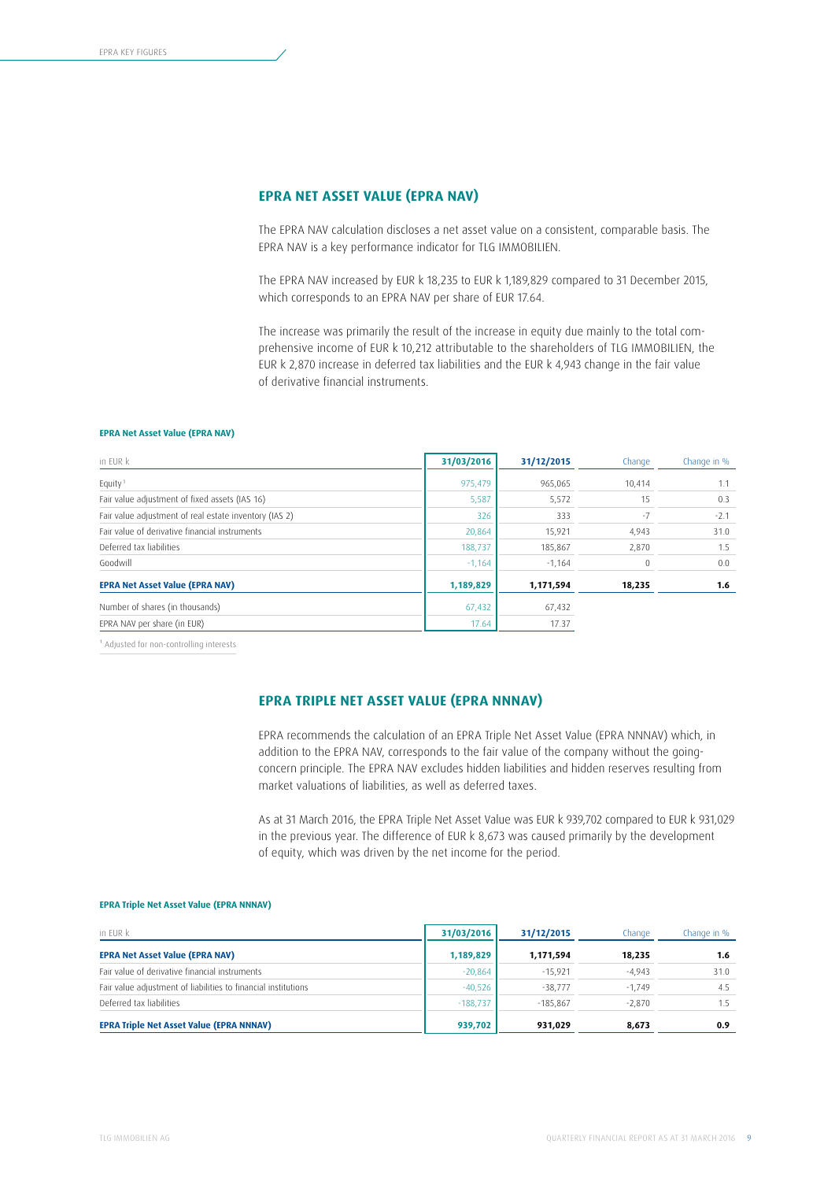## EPRA NET ASSET VALUE (EPRA NAV)

The EPRA NAV calculation discloses a net asset value on a consistent, comparable basis. The EPRA NAV is a key performance indicator for TLG IMMOBILIEN.

The EPRA NAV increased by EUR k 18,235 to EUR k 1,189,829 compared to 31 December 2015, which corresponds to an EPRA NAV per share of EUR 17.64.

The increase was primarily the result of the increase in equity due mainly to the total comprehensive income of EUR k 10,212 attributable to the shareholders of TLG IMMOBILIEN, the EUR k 2,870 increase in deferred tax liabilities and the EUR k 4,943 change in the fair value of derivative financial instruments.

**EPRA Net Asset Value (EPRA NAV)**

| in EUR k | 31/03/2016 | 31/12/2015 | Change | Change in % |
|---|---|---|---|---|
| Equity[1] | 975,479 | 965,065 | 10,414 | 1.1 |
| Fair value adjustment of fixed assets (IAS 16) | 5,587 | 5,572 | 15 | 0.3 |
| Fair value adjustment of real estate inventory (IAS 2) | 326 | 333 | -7 | -2.1 |
| Fair value of derivative financial instruments | 20,864 | 15,921 | 4,943 | 31.0 |
| Deferred tax liabilities | 188,737 | 185,867 | 2,870 | 1.5 |
| Goodwill | -1,164 | -1,164 | 0 | 0.0 |
| **EPRA Net Asset Value (EPRA NAV)** | **1,189,829** | **1,171,594** | **18,235** | **1.6** |
| Number of shares (in thousands) | 67,432 | 67,432 | | |
| EPRA NAV per share (in EUR) | 17.64 | 17.37 | | |

[1] Adjusted for non-controlling interests

## EPRA TRIPLE NET ASSET VALUE (EPRA NNNAV)

EPRA recommends the calculation of an EPRA Triple Net Asset Value (EPRA NNNAV) which, in addition to the EPRA NAV, corresponds to the fair value of the company without the going-concern principle. The EPRA NAV excludes hidden liabilities and hidden reserves resulting from market valuations of liabilities, as well as deferred taxes.

As at 31 March 2016, the EPRA Triple Net Asset Value was EUR k 939,702 compared to EUR k 931,029 in the previous year. The difference of EUR k 8,673 was caused primarily by the development of equity, which was driven by the net income for the period.

**EPRA Triple Net Asset Value (EPRA NNNAV)**

| in EUR k | 31/03/2016 | 31/12/2015 | Change | Change in % |
|---|---|---|---|---|
| **EPRA Net Asset Value (EPRA NAV)** | **1,189,829** | **1,171,594** | **18,235** | **1.6** |
| Fair value of derivative financial instruments | -20,864 | -15,921 | -4,943 | 31.0 |
| Fair value adjustment of liabilities to financial institutions | -40,526 | -38,777 | -1,749 | 4.5 |
| Deferred tax liabilities | -188,737 | -185,867 | -2,870 | 1.5 |
| **EPRA Triple Net Asset Value (EPRA NNNAV)** | **939,702** | **931,029** | **8,673** | **0.9** |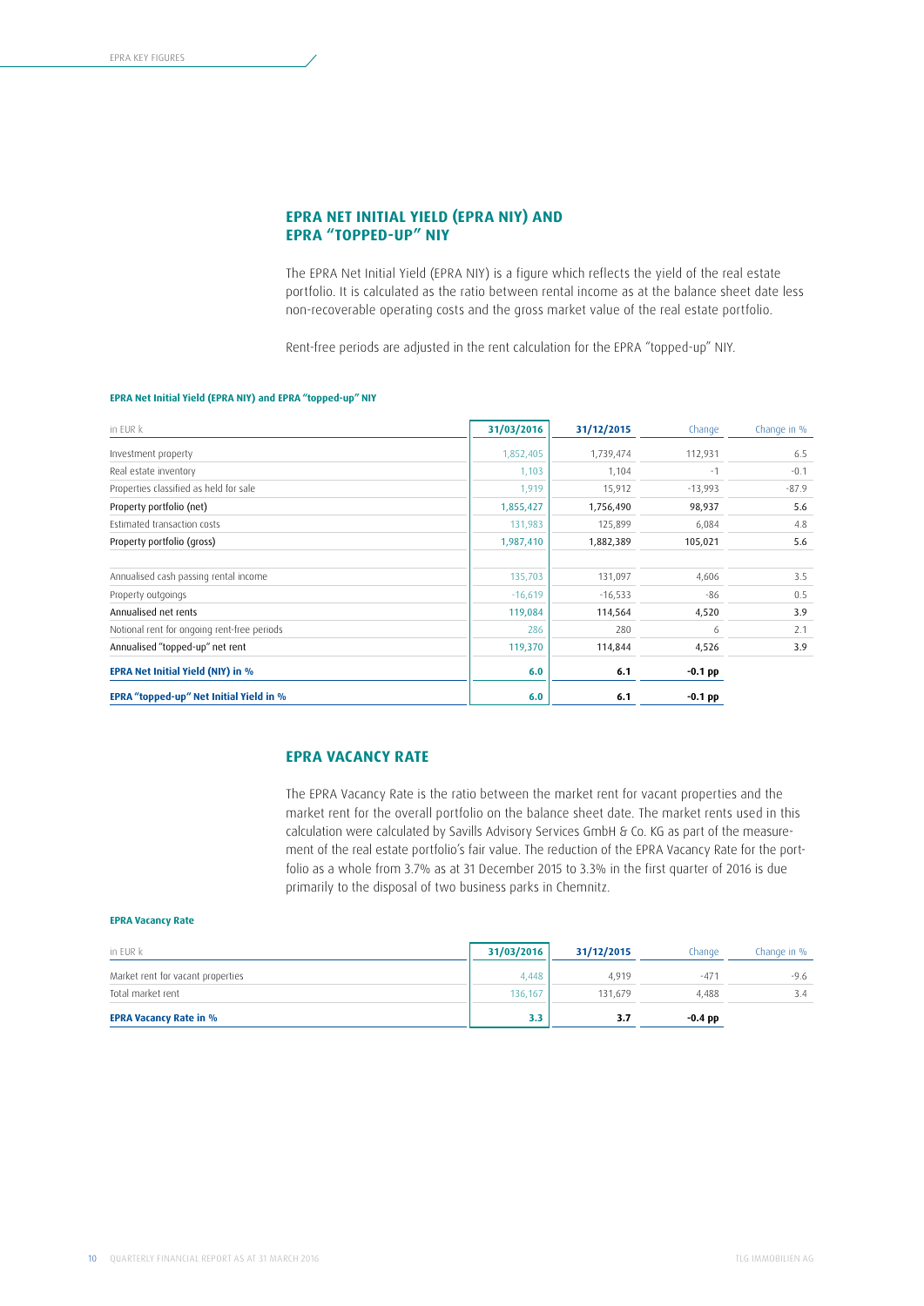## EPRA NET INITIAL YIELD (EPRA NIY) AND EPRA "TOPPED-UP" NIY

The EPRA Net Initial Yield (EPRA NIY) is a figure which reflects the yield of the real estate portfolio. It is calculated as the ratio between rental income as at the balance sheet date less non-recoverable operating costs and the gross market value of the real estate portfolio.

Rent-free periods are adjusted in the rent calculation for the EPRA "topped-up" NIY.

**EPRA Net Initial Yield (EPRA NIY) and EPRA "topped-up" NIY**

| in EUR k | 31/03/2016 | 31/12/2015 | Change | Change in % |
|---|---|---|---|---|
| Investment property | 1,852,405 | 1,739,474 | 112,931 | 6.5 |
| Real estate inventory | 1,103 | 1,104 | -1 | -0.1 |
| Properties classified as held for sale | 1,919 | 15,912 | -13,993 | -87.9 |
| Property portfolio (net) | 1,855,427 | 1,756,490 | 98,937 | 5.6 |
| Estimated transaction costs | 131,983 | 125,899 | 6,084 | 4.8 |
| Property portfolio (gross) | 1,987,410 | 1,882,389 | 105,021 | 5.6 |
| | | | | |
| Annualised cash passing rental income | 135,703 | 131,097 | 4,606 | 3.5 |
| Property outgoings | -16,619 | -16,533 | -86 | 0.5 |
| Annualised net rents | 119,084 | 114,564 | 4,520 | 3.9 |
| Notional rent for ongoing rent-free periods | 286 | 280 | 6 | 2.1 |
| Annualised "topped-up" net rent | 119,370 | 114,844 | 4,526 | 3.9 |
| **EPRA Net Initial Yield (NIY) in %** | **6.0** | **6.1** | **-0.1 pp** | |
| **EPRA "topped-up" Net Initial Yield in %** | **6.0** | **6.1** | **-0.1 pp** | |

## EPRA VACANCY RATE

The EPRA Vacancy Rate is the ratio between the market rent for vacant properties and the market rent for the overall portfolio on the balance sheet date. The market rents used in this calculation were calculated by Savills Advisory Services GmbH & Co. KG as part of the measurement of the real estate portfolio's fair value. The reduction of the EPRA Vacancy Rate for the portfolio as a whole from 3.7% as at 31 December 2015 to 3.3% in the first quarter of 2016 is due primarily to the disposal of two business parks in Chemnitz.

**EPRA Vacancy Rate**

| in EUR k | 31/03/2016 | 31/12/2015 | Change | Change in % |
|---|---|---|---|---|
| Market rent for vacant properties | 4,448 | 4,919 | -471 | -9.6 |
| Total market rent | 136,167 | 131,679 | 4,488 | 3.4 |
| **EPRA Vacancy Rate in %** | **3.3** | **3.7** | **-0.4 pp** | |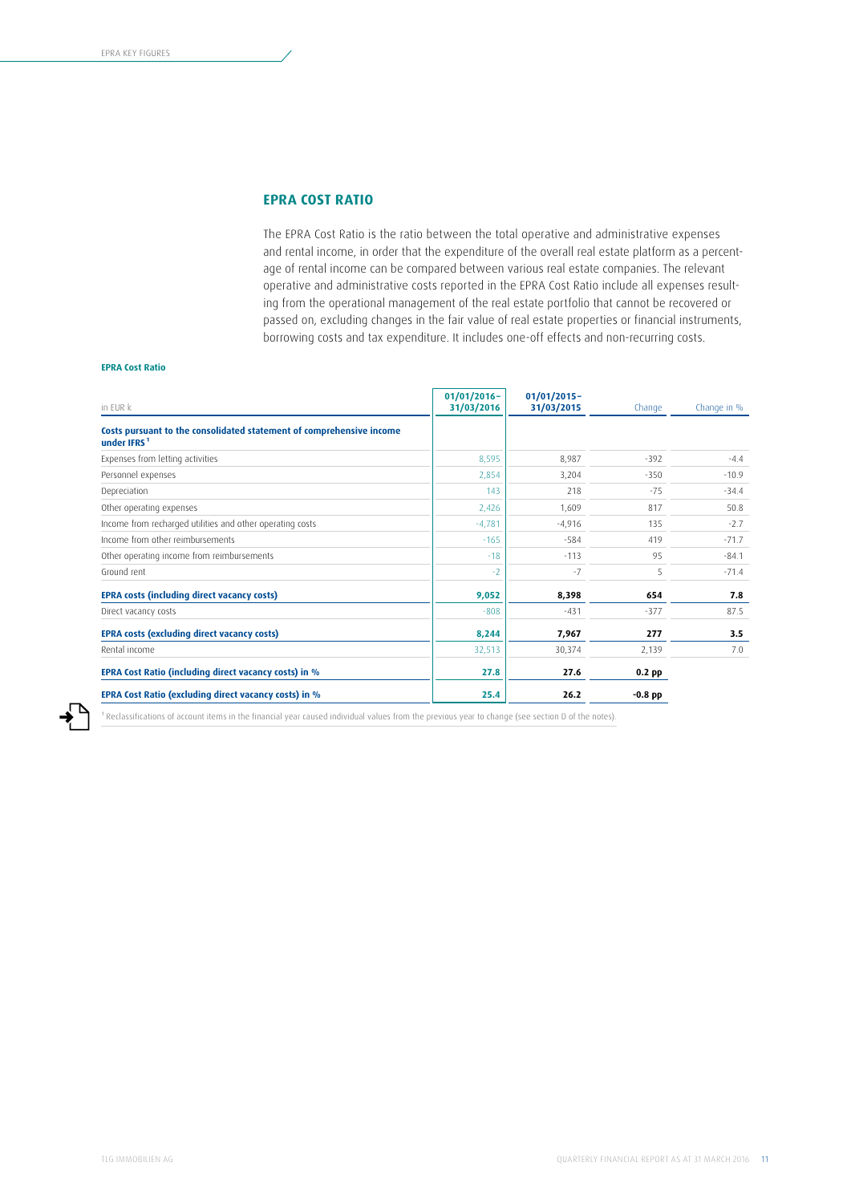## EPRA COST RATIO

The EPRA Cost Ratio is the ratio between the total operative and administrative expenses and rental income, in order that the expenditure of the overall real estate platform as a percentage of rental income can be compared between various real estate companies. The relevant operative and administrative costs reported in the EPRA Cost Ratio include all expenses resulting from the operational management of the real estate portfolio that cannot be recovered or passed on, excluding changes in the fair value of real estate properties or financial instruments, borrowing costs and tax expenditure. It includes one-off effects and non-recurring costs.

**EPRA Cost Ratio**

| in EUR k | 01/01/2016–31/03/2016 | 01/01/2015–31/03/2015 | Change | Change in % |
|---|---|---|---|---|
| **Costs pursuant to the consolidated statement of comprehensive income under IFRS[1]** | | | | |
| Expenses from letting activities | 8,595 | 8,987 | -392 | -4.4 |
| Personnel expenses | 2,854 | 3,204 | -350 | -10.9 |
| Depreciation | 143 | 218 | -75 | -34.4 |
| Other operating expenses | 2,426 | 1,609 | 817 | 50.8 |
| Income from recharged utilities and other operating costs | -4,781 | -4,916 | 135 | -2.7 |
| Income from other reimbursements | -165 | -584 | 419 | -71.7 |
| Other operating income from reimbursements | -18 | -113 | 95 | -84.1 |
| Ground rent | -2 | -7 | 5 | -71.4 |
| **EPRA costs (including direct vacancy costs)** | **9,052** | **8,398** | **654** | **7.8** |
| Direct vacancy costs | -808 | -431 | -377 | 87.5 |
| **EPRA costs (excluding direct vacancy costs)** | **8,244** | **7,967** | **277** | **3.5** |
| Rental income | 32,513 | 30,374 | 2,139 | 7.0 |
| **EPRA Cost Ratio (including direct vacancy costs) in %** | **27.8** | **27.6** | **0.2 pp** | |
| **EPRA Cost Ratio (excluding direct vacancy costs) in %** | **25.4** | **26.2** | **-0.8 pp** | |

[1] Reclassifications of account items in the financial year caused individual values from the previous year to change (see section D of the notes).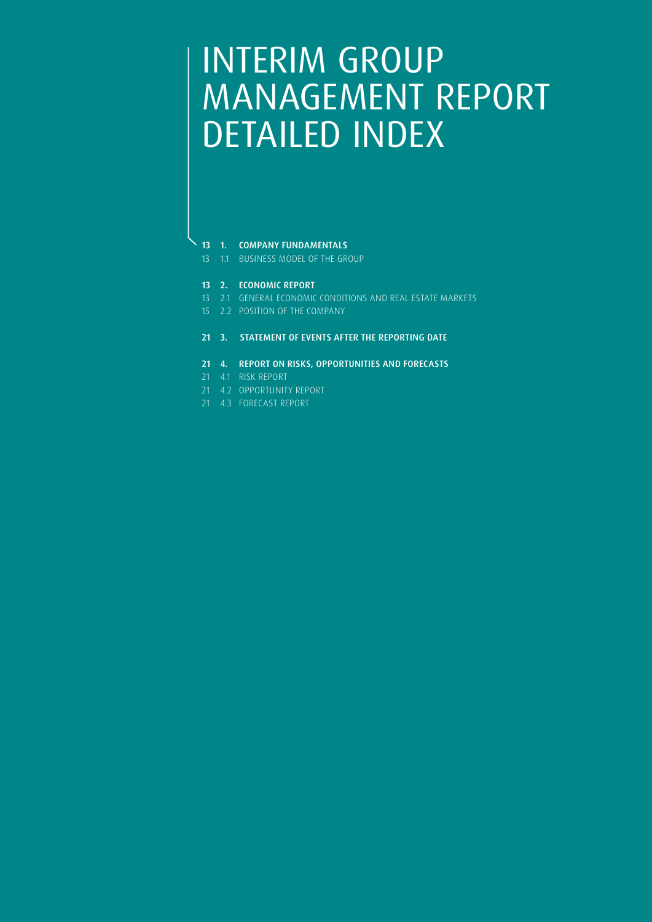# INTERIM GROUP MANAGEMENT REPORT DETAILED INDEX

**13 1. COMPANY FUNDAMENTALS**

13 1.1 BUSINESS MODEL OF THE GROUP

**13 2. ECONOMIC REPORT**

13 2.1 GENERAL ECONOMIC CONDITIONS AND REAL ESTATE MARKETS

15 2.2 POSITION OF THE COMPANY

**21 3. STATEMENT OF EVENTS AFTER THE REPORTING DATE**

**21 4. REPORT ON RISKS, OPPORTUNITIES AND FORECASTS**

21 4.1 RISK REPORT

21 4.2 OPPORTUNITY REPORT

21 4.3 FORECAST REPORT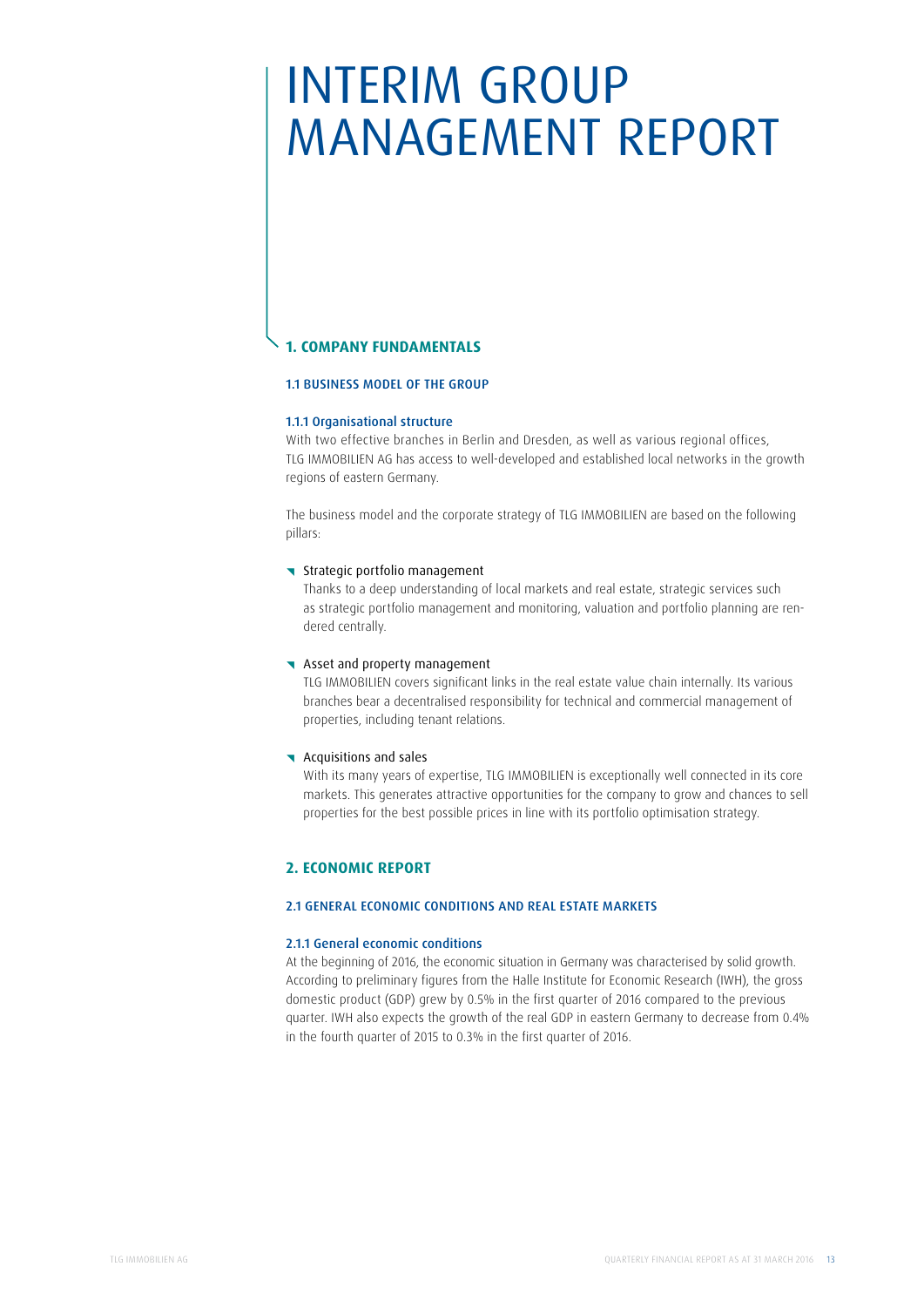# INTERIM GROUP MANAGEMENT REPORT

## 1. COMPANY FUNDAMENTALS

### 1.1 BUSINESS MODEL OF THE GROUP

#### 1.1.1 Organisational structure

With two effective branches in Berlin and Dresden, as well as various regional offices, TLG IMMOBILIEN AG has access to well-developed and established local networks in the growth regions of eastern Germany.

The business model and the corporate strategy of TLG IMMOBILIEN are based on the following pillars:

- Strategic portfolio management
  Thanks to a deep understanding of local markets and real estate, strategic services such as strategic portfolio management and monitoring, valuation and portfolio planning are rendered centrally.
- Asset and property management
  TLG IMMOBILIEN covers significant links in the real estate value chain internally. Its various branches bear a decentralised responsibility for technical and commercial management of properties, including tenant relations.
- Acquisitions and sales
  With its many years of expertise, TLG IMMOBILIEN is exceptionally well connected in its core markets. This generates attractive opportunities for the company to grow and chances to sell properties for the best possible prices in line with its portfolio optimisation strategy.

## 2. ECONOMIC REPORT

### 2.1 GENERAL ECONOMIC CONDITIONS AND REAL ESTATE MARKETS

#### 2.1.1 General economic conditions

At the beginning of 2016, the economic situation in Germany was characterised by solid growth. According to preliminary figures from the Halle Institute for Economic Research (IWH), the gross domestic product (GDP) grew by 0.5% in the first quarter of 2016 compared to the previous quarter. IWH also expects the growth of the real GDP in eastern Germany to decrease from 0.4% in the fourth quarter of 2015 to 0.3% in the first quarter of 2016.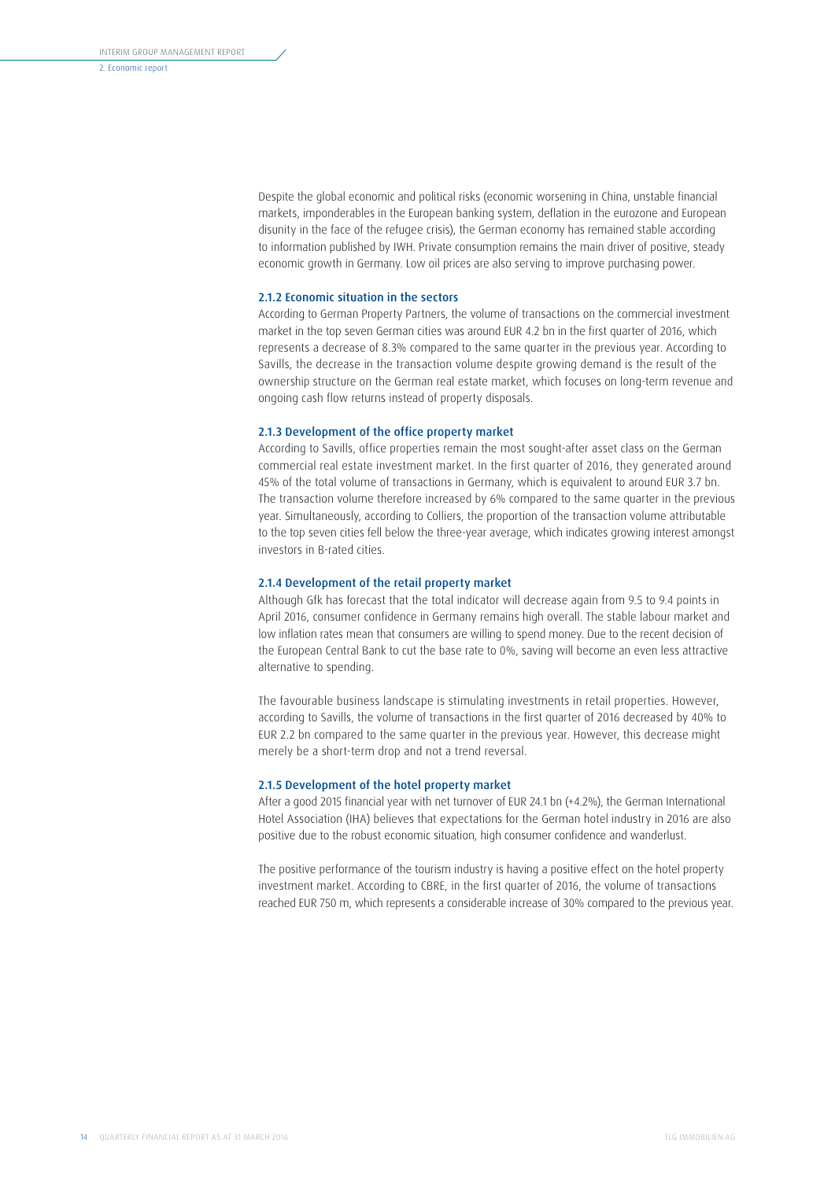Despite the global economic and political risks (economic worsening in China, unstable financial markets, imponderables in the European banking system, deflation in the eurozone and European disunity in the face of the refugee crisis), the German economy has remained stable according to information published by IWH. Private consumption remains the main driver of positive, steady economic growth in Germany. Low oil prices are also serving to improve purchasing power.

### 2.1.2 Economic situation in the sectors

According to German Property Partners, the volume of transactions on the commercial investment market in the top seven German cities was around EUR 4.2 bn in the first quarter of 2016, which represents a decrease of 8.3% compared to the same quarter in the previous year. According to Savills, the decrease in the transaction volume despite growing demand is the result of the ownership structure on the German real estate market, which focuses on long-term revenue and ongoing cash flow returns instead of property disposals.

### 2.1.3 Development of the office property market

According to Savills, office properties remain the most sought-after asset class on the German commercial real estate investment market. In the first quarter of 2016, they generated around 45% of the total volume of transactions in Germany, which is equivalent to around EUR 3.7 bn. The transaction volume therefore increased by 6% compared to the same quarter in the previous year. Simultaneously, according to Colliers, the proportion of the transaction volume attributable to the top seven cities fell below the three-year average, which indicates growing interest amongst investors in B-rated cities.

### 2.1.4 Development of the retail property market

Although Gfk has forecast that the total indicator will decrease again from 9.5 to 9.4 points in April 2016, consumer confidence in Germany remains high overall. The stable labour market and low inflation rates mean that consumers are willing to spend money. Due to the recent decision of the European Central Bank to cut the base rate to 0%, saving will become an even less attractive alternative to spending.

The favourable business landscape is stimulating investments in retail properties. However, according to Savills, the volume of transactions in the first quarter of 2016 decreased by 40% to EUR 2.2 bn compared to the same quarter in the previous year. However, this decrease might merely be a short-term drop and not a trend reversal.

### 2.1.5 Development of the hotel property market

After a good 2015 financial year with net turnover of EUR 24.1 bn (+4.2%), the German International Hotel Association (IHA) believes that expectations for the German hotel industry in 2016 are also positive due to the robust economic situation, high consumer confidence and wanderlust.

The positive performance of the tourism industry is having a positive effect on the hotel property investment market. According to CBRE, in the first quarter of 2016, the volume of transactions reached EUR 750 m, which represents a considerable increase of 30% compared to the previous year.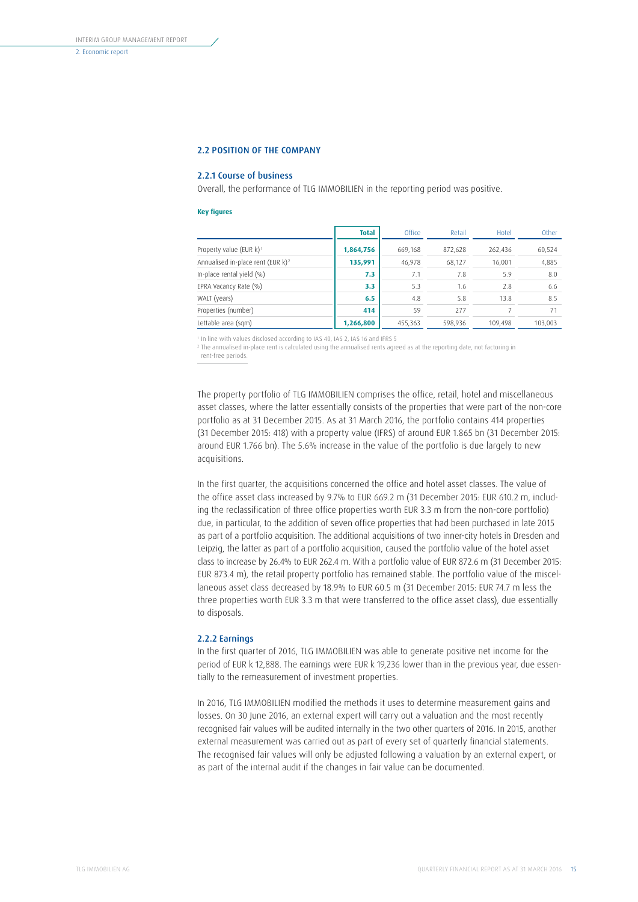## 2.2 POSITION OF THE COMPANY

### 2.2.1 Course of business

Overall, the performance of TLG IMMOBILIEN in the reporting period was positive.

**Key figures**

| | **Total** | Office | Retail | Hotel | Other |
|---|---|---|---|---|---|
| Property value (EUR k)[1] | **1,864,756** | 669,168 | 872,628 | 262,436 | 60,524 |
| Annualised in-place rent (EUR k)[2] | **135,991** | 46,978 | 68,127 | 16,001 | 4,885 |
| In-place rental yield (%) | **7.3** | 7.1 | 7.8 | 5.9 | 8.0 |
| EPRA Vacancy Rate (%) | **3.3** | 5.3 | 1.6 | 2.8 | 6.6 |
| WALT (years) | **6.5** | 4.8 | 5.8 | 13.8 | 8.5 |
| Properties (number) | **414** | 59 | 277 | 7 | 71 |
| Lettable area (sqm) | **1,266,800** | 455,363 | 598,936 | 109,498 | 103,003 |

[1] In line with values disclosed according to IAS 40, IAS 2, IAS 16 and IFRS 5

[2] The annualised in-place rent is calculated using the annualised rents agreed as at the reporting date, not factoring in rent-free periods.

The property portfolio of TLG IMMOBILIEN comprises the office, retail, hotel and miscellaneous asset classes, where the latter essentially consists of the properties that were part of the non-core portfolio as at 31 December 2015. As at 31 March 2016, the portfolio contains 414 properties (31 December 2015: 418) with a property value (IFRS) of around EUR 1.865 bn (31 December 2015: around EUR 1.766 bn). The 5.6% increase in the value of the portfolio is due largely to new acquisitions.

In the first quarter, the acquisitions concerned the office and hotel asset classes. The value of the office asset class increased by 9.7% to EUR 669.2 m (31 December 2015: EUR 610.2 m, including the reclassification of three office properties worth EUR 3.3 m from the non-core portfolio) due, in particular, to the addition of seven office properties that had been purchased in late 2015 as part of a portfolio acquisition. The additional acquisitions of two inner-city hotels in Dresden and Leipzig, the latter as part of a portfolio acquisition, caused the portfolio value of the hotel asset class to increase by 26.4% to EUR 262.4 m. With a portfolio value of EUR 872.6 m (31 December 2015: EUR 873.4 m), the retail property portfolio has remained stable. The portfolio value of the miscellaneous asset class decreased by 18.9% to EUR 60.5 m (31 December 2015: EUR 74.7 m less the three properties worth EUR 3.3 m that were transferred to the office asset class), due essentially to disposals.

### 2.2.2 Earnings

In the first quarter of 2016, TLG IMMOBILIEN was able to generate positive net income for the period of EUR k 12,888. The earnings were EUR k 19,236 lower than in the previous year, due essentially to the remeasurement of investment properties.

In 2016, TLG IMMOBILIEN modified the methods it uses to determine measurement gains and losses. On 30 June 2016, an external expert will carry out a valuation and the most recently recognised fair values will be audited internally in the two other quarters of 2016. In 2015, another external measurement was carried out as part of every set of quarterly financial statements. The recognised fair values will only be adjusted following a valuation by an external expert, or as part of the internal audit if the changes in fair value can be documented.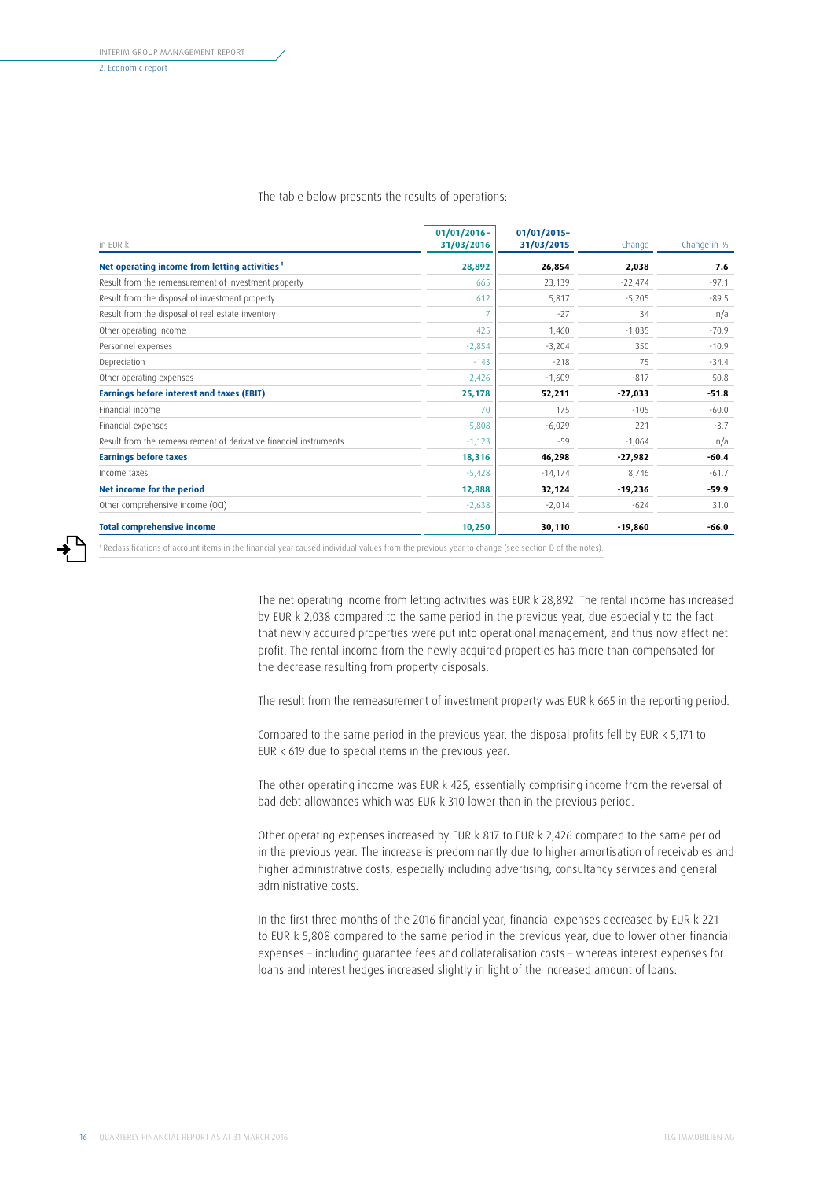The table below presents the results of operations:

| in EUR k | 01/01/2016–31/03/2016 | 01/01/2015–31/03/2015 | Change | Change in % |
|---|---|---|---|---|
| **Net operating income from letting activities**[1] | **28,892** | **26,854** | **2,038** | **7.6** |
| Result from the remeasurement of investment property | 665 | 23,139 | -22,474 | -97.1 |
| Result from the disposal of investment property | 612 | 5,817 | -5,205 | -89.5 |
| Result from the disposal of real estate inventory | 7 | -27 | 34 | n/a |
| Other operating income[1] | 425 | 1,460 | -1,035 | -70.9 |
| Personnel expenses | -2,854 | -3,204 | 350 | -10.9 |
| Depreciation | -143 | -218 | 75 | -34.4 |
| Other operating expenses | -2,426 | -1,609 | -817 | 50.8 |
| **Earnings before interest and taxes (EBIT)** | **25,178** | **52,211** | **-27,033** | **-51.8** |
| Financial income | 70 | 175 | -105 | -60.0 |
| Financial expenses | -5,808 | -6,029 | 221 | -3.7 |
| Result from the remeasurement of derivative financial instruments | -1,123 | -59 | -1,064 | n/a |
| **Earnings before taxes** | **18,316** | **46,298** | **-27,982** | **-60.4** |
| Income taxes | -5,428 | -14,174 | 8,746 | -61.7 |
| **Net income for the period** | **12,888** | **32,124** | **-19,236** | **-59.9** |
| Other comprehensive income (OCI) | -2,638 | -2,014 | -624 | 31.0 |
| **Total comprehensive income** | **10,250** | **30,110** | **-19,860** | **-66.0** |

[1] Reclassifications of account items in the financial year caused individual values from the previous year to change (see section D of the notes).

The net operating income from letting activities was EUR k 28,892. The rental income has increased by EUR k 2,038 compared to the same period in the previous year, due especially to the fact that newly acquired properties were put into operational management, and thus now affect net profit. The rental income from the newly acquired properties has more than compensated for the decrease resulting from property disposals.

The result from the remeasurement of investment property was EUR k 665 in the reporting period.

Compared to the same period in the previous year, the disposal profits fell by EUR k 5,171 to EUR k 619 due to special items in the previous year.

The other operating income was EUR k 425, essentially comprising income from the reversal of bad debt allowances which was EUR k 310 lower than in the previous period.

Other operating expenses increased by EUR k 817 to EUR k 2,426 compared to the same period in the previous year. The increase is predominantly due to higher amortisation of receivables and higher administrative costs, especially including advertising, consultancy services and general administrative costs.

In the first three months of the 2016 financial year, financial expenses decreased by EUR k 221 to EUR k 5,808 compared to the same period in the previous year, due to lower other financial expenses – including guarantee fees and collateralisation costs – whereas interest expenses for loans and interest hedges increased slightly in light of the increased amount of loans.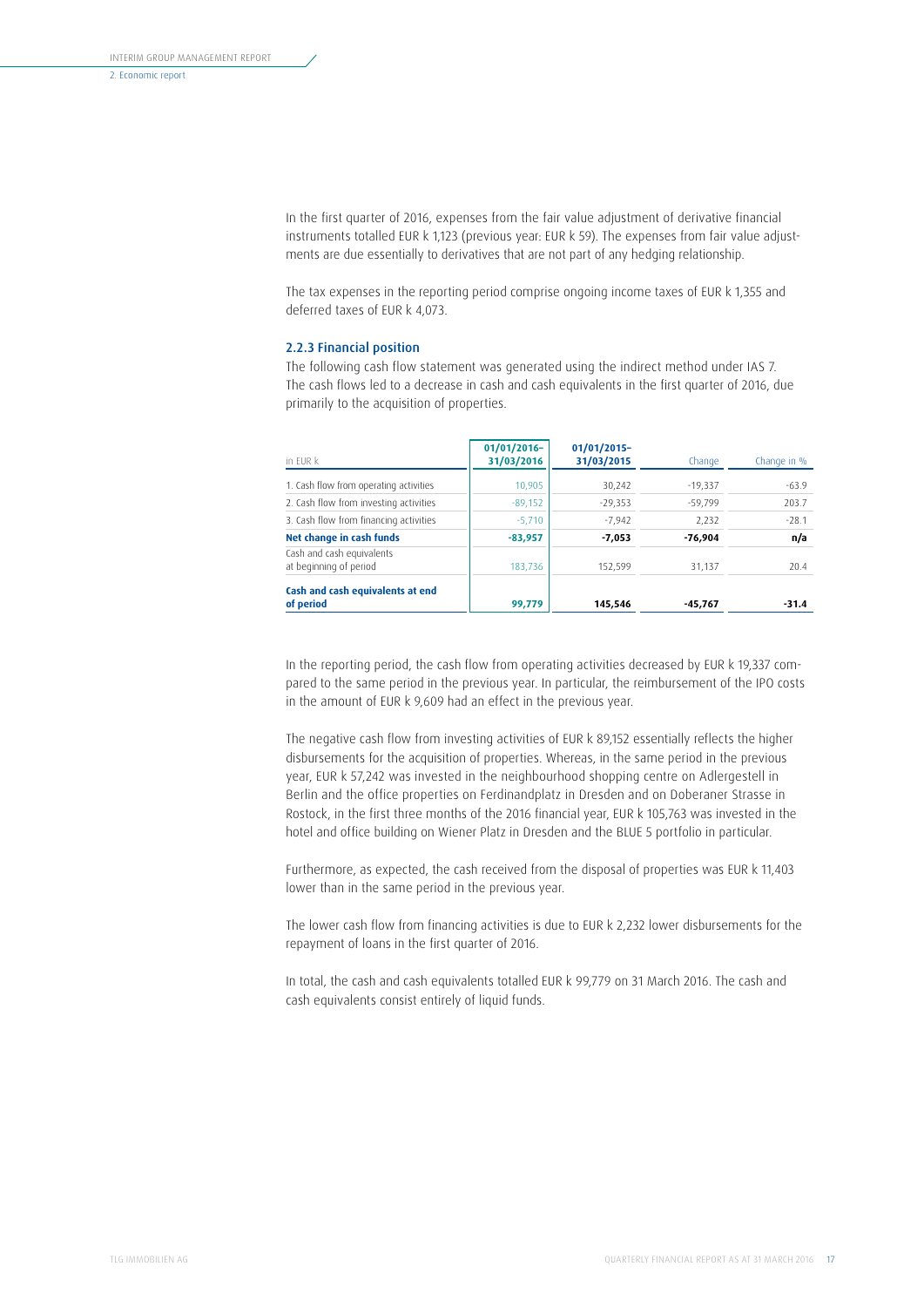In the first quarter of 2016, expenses from the fair value adjustment of derivative financial instruments totalled EUR k 1,123 (previous year: EUR k 59). The expenses from fair value adjustments are due essentially to derivatives that are not part of any hedging relationship.

The tax expenses in the reporting period comprise ongoing income taxes of EUR k 1,355 and deferred taxes of EUR k 4,073.

### 2.2.3 Financial position

The following cash flow statement was generated using the indirect method under IAS 7. The cash flows led to a decrease in cash and cash equivalents in the first quarter of 2016, due primarily to the acquisition of properties.

| in EUR k | 01/01/2016–31/03/2016 | 01/01/2015–31/03/2015 | Change | Change in % |
|---|---|---|---|---|
| 1. Cash flow from operating activities | 10,905 | 30,242 | -19,337 | -63.9 |
| 2. Cash flow from investing activities | -89,152 | -29,353 | -59,799 | 203.7 |
| 3. Cash flow from financing activities | -5,710 | -7,942 | 2,232 | -28.1 |
| **Net change in cash funds** | **-83,957** | **-7,053** | **-76,904** | **n/a** |
| Cash and cash equivalents at beginning of period | 183,736 | 152,599 | 31,137 | 20.4 |
| **Cash and cash equivalents at end of period** | **99,779** | **145,546** | **-45,767** | **-31.4** |

In the reporting period, the cash flow from operating activities decreased by EUR k 19,337 compared to the same period in the previous year. In particular, the reimbursement of the IPO costs in the amount of EUR k 9,609 had an effect in the previous year.

The negative cash flow from investing activities of EUR k 89,152 essentially reflects the higher disbursements for the acquisition of properties. Whereas, in the same period in the previous year, EUR k 57,242 was invested in the neighbourhood shopping centre on Adlergestell in Berlin and the office properties on Ferdinandplatz in Dresden and on Doberaner Strasse in Rostock, in the first three months of the 2016 financial year, EUR k 105,763 was invested in the hotel and office building on Wiener Platz in Dresden and the BLUE 5 portfolio in particular.

Furthermore, as expected, the cash received from the disposal of properties was EUR k 11,403 lower than in the same period in the previous year.

The lower cash flow from financing activities is due to EUR k 2,232 lower disbursements for the repayment of loans in the first quarter of 2016.

In total, the cash and cash equivalents totalled EUR k 99,779 on 31 March 2016. The cash and cash equivalents consist entirely of liquid funds.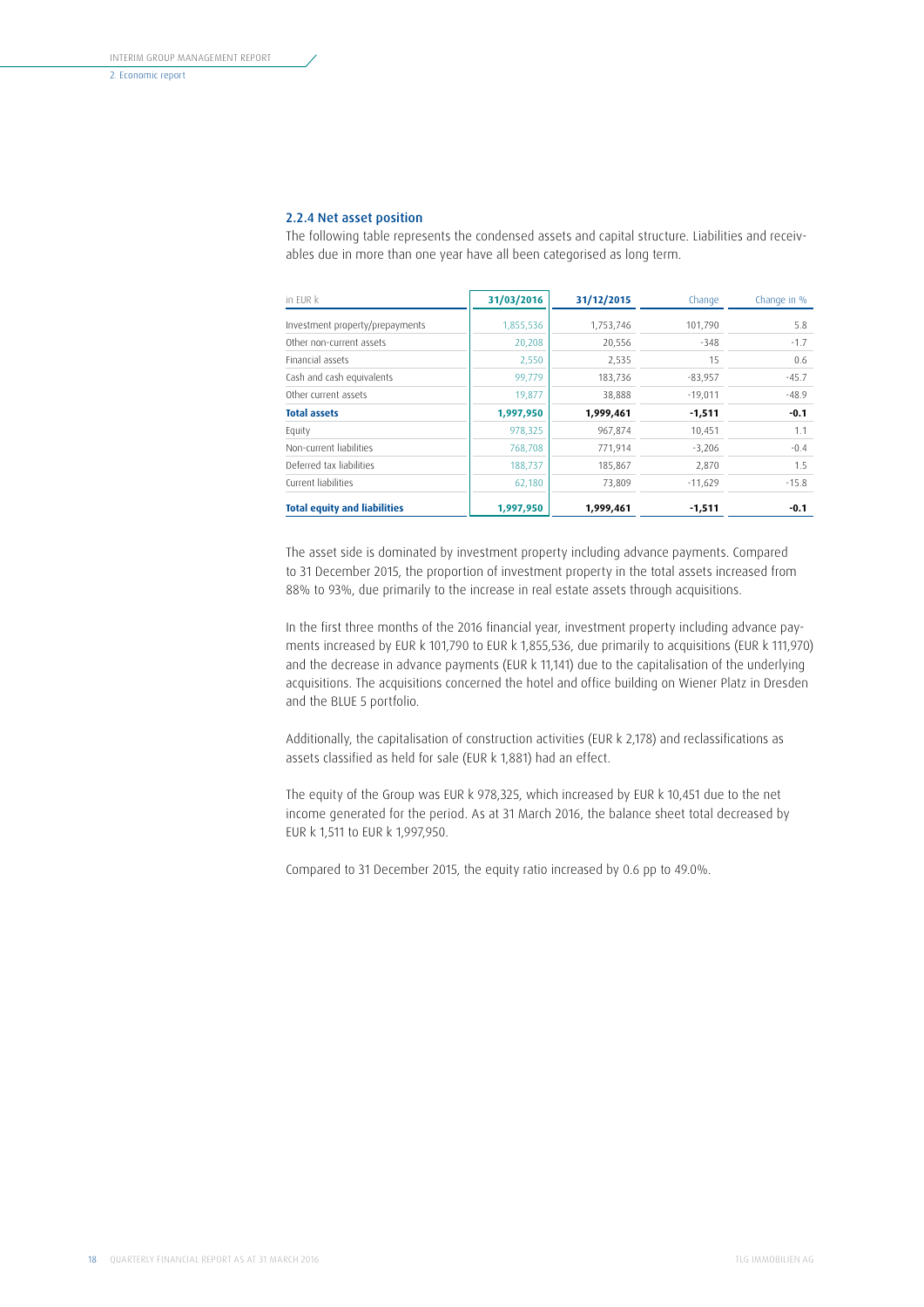### 2.2.4 Net asset position

The following table represents the condensed assets and capital structure. Liabilities and receivables due in more than one year have all been categorised as long term.

| in EUR k | 31/03/2016 | 31/12/2015 | Change | Change in % |
|---|---|---|---|---|
| Investment property/prepayments | 1,855,536 | 1,753,746 | 101,790 | 5.8 |
| Other non-current assets | 20,208 | 20,556 | -348 | -1.7 |
| Financial assets | 2,550 | 2,535 | 15 | 0.6 |
| Cash and cash equivalents | 99,779 | 183,736 | -83,957 | -45.7 |
| Other current assets | 19,877 | 38,888 | -19,011 | -48.9 |
| **Total assets** | **1,997,950** | **1,999,461** | **-1,511** | **-0.1** |
| Equity | 978,325 | 967,874 | 10,451 | 1.1 |
| Non-current liabilities | 768,708 | 771,914 | -3,206 | -0.4 |
| Deferred tax liabilities | 188,737 | 185,867 | 2,870 | 1.5 |
| Current liabilities | 62,180 | 73,809 | -11,629 | -15.8 |
| **Total equity and liabilities** | **1,997,950** | **1,999,461** | **-1,511** | **-0.1** |

The asset side is dominated by investment property including advance payments. Compared to 31 December 2015, the proportion of investment property in the total assets increased from 88% to 93%, due primarily to the increase in real estate assets through acquisitions.

In the first three months of the 2016 financial year, investment property including advance payments increased by EUR k 101,790 to EUR k 1,855,536, due primarily to acquisitions (EUR k 111,970) and the decrease in advance payments (EUR k 11,141) due to the capitalisation of the underlying acquisitions. The acquisitions concerned the hotel and office building on Wiener Platz in Dresden and the BLUE 5 portfolio.

Additionally, the capitalisation of construction activities (EUR k 2,178) and reclassifications as assets classified as held for sale (EUR k 1,881) had an effect.

The equity of the Group was EUR k 978,325, which increased by EUR k 10,451 due to the net income generated for the period. As at 31 March 2016, the balance sheet total decreased by EUR k 1,511 to EUR k 1,997,950.

Compared to 31 December 2015, the equity ratio increased by 0.6 pp to 49.0%.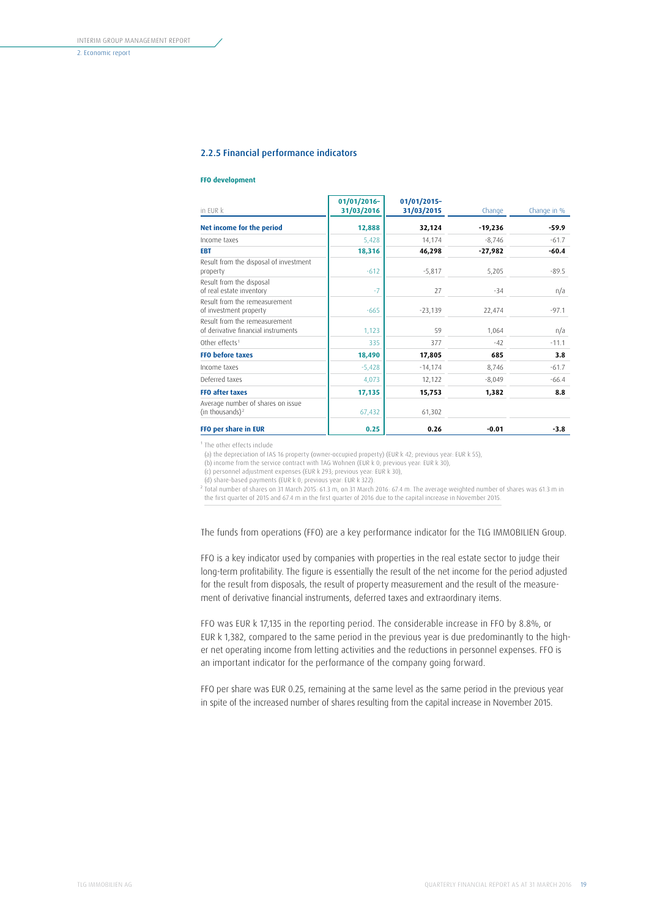## 2.2.5 Financial performance indicators

**FFO development**

| in EUR k | 01/01/2016–31/03/2016 | 01/01/2015–31/03/2015 | Change | Change in % |
|---|---|---|---|---|
| **Net income for the period** | **12,888** | **32,124** | **-19,236** | **-59.9** |
| Income taxes | 5,428 | 14,174 | -8,746 | -61.7 |
| **EBT** | **18,316** | **46,298** | **-27,982** | **-60.4** |
| Result from the disposal of investment property | -612 | -5,817 | 5,205 | -89.5 |
| Result from the disposal of real estate inventory | -7 | 27 | -34 | n/a |
| Result from the remeasurement of investment property | -665 | -23,139 | 22,474 | -97.1 |
| Result from the remeasurement of derivative financial instruments | 1,123 | 59 | 1,064 | n/a |
| Other effects[1] | 335 | 377 | -42 | -11.1 |
| **FFO before taxes** | **18,490** | **17,805** | **685** | **3.8** |
| Income taxes | -5,428 | -14,174 | 8,746 | -61.7 |
| Deferred taxes | 4,073 | 12,122 | -8,049 | -66.4 |
| **FFO after taxes** | **17,135** | **15,753** | **1,382** | **8.8** |
| Average number of shares on issue (in thousands)[2] | 67,432 | 61,302 | | |
| **FFO per share in EUR** | **0.25** | **0.26** | **-0.01** | **-3.8** |

[1] The other effects include
(a) the depreciation of IAS 16 property (owner-occupied property) (EUR k 42; previous year: EUR k 55),
(b) income from the service contract with TAG Wohnen (EUR k 0; previous year: EUR k 30),
(c) personnel adjustment expenses (EUR k 293; previous year: EUR k 30),
(d) share-based payments (EUR k 0; previous year: EUR k 322).

[2] Total number of shares on 31 March 2015: 61.3 m, on 31 March 2016: 67.4 m. The average weighted number of shares was 61.3 m in the first quarter of 2015 and 67.4 m in the first quarter of 2016 due to the capital increase in November 2015.

The funds from operations (FFO) are a key performance indicator for the TLG IMMOBILIEN Group.

FFO is a key indicator used by companies with properties in the real estate sector to judge their long-term profitability. The figure is essentially the result of the net income for the period adjusted for the result from disposals, the result of property measurement and the result of the measurement of derivative financial instruments, deferred taxes and extraordinary items.

FFO was EUR k 17,135 in the reporting period. The considerable increase in FFO by 8.8%, or EUR k 1,382, compared to the same period in the previous year is due predominantly to the higher net operating income from letting activities and the reductions in personnel expenses. FFO is an important indicator for the performance of the company going forward.

FFO per share was EUR 0.25, remaining at the same level as the same period in the previous year in spite of the increased number of shares resulting from the capital increase in November 2015.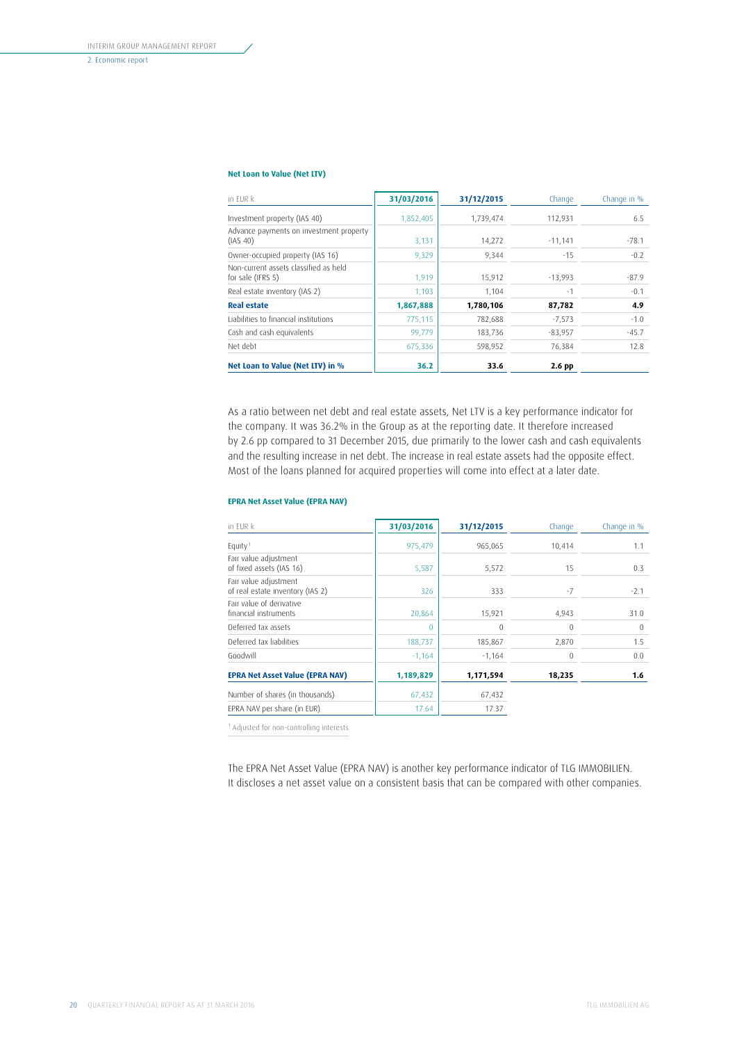### Net Loan to Value (Net LTV)

| in EUR k | 31/03/2016 | 31/12/2015 | Change | Change in % |
|---|---|---|---|---|
| Investment property (IAS 40) | 1,852,405 | 1,739,474 | 112,931 | 6.5 |
| Advance payments on investment property (IAS 40) | 3,131 | 14,272 | -11,141 | -78.1 |
| Owner-occupied property (IAS 16) | 9,329 | 9,344 | -15 | -0.2 |
| Non-current assets classified as held for sale (IFRS 5) | 1,919 | 15,912 | -13,993 | -87.9 |
| Real estate inventory (IAS 2) | 1,103 | 1,104 | -1 | -0.1 |
| **Real estate** | **1,867,888** | **1,780,106** | **87,782** | **4.9** |
| Liabilities to financial institutions | 775,115 | 782,688 | -7,573 | -1.0 |
| Cash and cash equivalents | 99,779 | 183,736 | -83,957 | -45.7 |
| Net debt | 675,336 | 598,952 | 76,384 | 12.8 |
| **Net Loan to Value (Net LTV) in %** | **36.2** | **33.6** | **2.6 pp** | |

As a ratio between net debt and real estate assets, Net LTV is a key performance indicator for the company. It was 36.2% in the Group as at the reporting date. It therefore increased by 2.6 pp compared to 31 December 2015, due primarily to the lower cash and cash equivalents and the resulting increase in net debt. The increase in real estate assets had the opposite effect. Most of the loans planned for acquired properties will come into effect at a later date.

### EPRA Net Asset Value (EPRA NAV)

| in EUR k | 31/03/2016 | 31/12/2015 | Change | Change in % |
|---|---|---|---|---|
| Equity[1] | 975,479 | 965,065 | 10,414 | 1.1 |
| Fair value adjustment of fixed assets (IAS 16) | 5,587 | 5,572 | 15 | 0.3 |
| Fair value adjustment of real estate inventory (IAS 2) | 326 | 333 | -7 | -2.1 |
| Fair value of derivative financial instruments | 20,864 | 15,921 | 4,943 | 31.0 |
| Deferred tax assets | 0 | 0 | 0 | 0 |
| Deferred tax liabilities | 188,737 | 185,867 | 2,870 | 1.5 |
| Goodwill | -1,164 | -1,164 | 0 | 0.0 |
| **EPRA Net Asset Value (EPRA NAV)** | **1,189,829** | **1,171,594** | **18,235** | **1.6** |
| Number of shares (in thousands) | 67,432 | 67,432 | | |
| EPRA NAV per share (in EUR) | 17.64 | 17.37 | | |

[1] Adjusted for non-controlling interests

The EPRA Net Asset Value (EPRA NAV) is another key performance indicator of TLG IMMOBILIEN. It discloses a net asset value on a consistent basis that can be compared with other companies.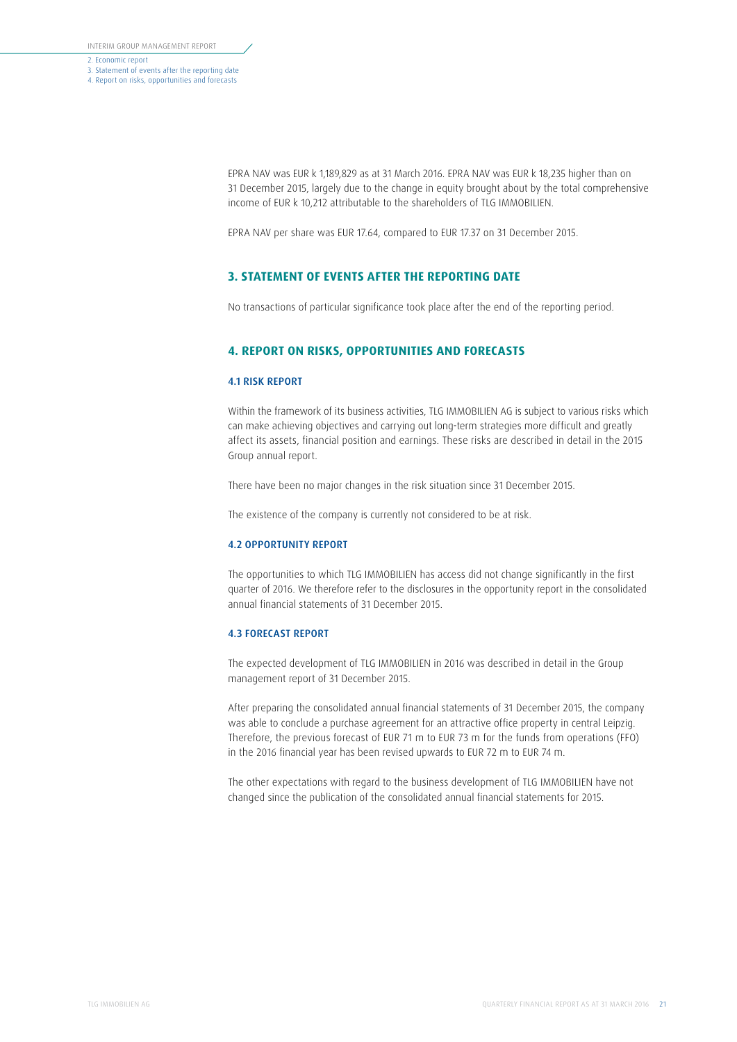EPRA NAV was EUR k 1,189,829 as at 31 March 2016. EPRA NAV was EUR k 18,235 higher than on 31 December 2015, largely due to the change in equity brought about by the total comprehensive income of EUR k 10,212 attributable to the shareholders of TLG IMMOBILIEN.

EPRA NAV per share was EUR 17.64, compared to EUR 17.37 on 31 December 2015.

## 3. STATEMENT OF EVENTS AFTER THE REPORTING DATE

No transactions of particular significance took place after the end of the reporting period.

## 4. REPORT ON RISKS, OPPORTUNITIES AND FORECASTS

### 4.1 RISK REPORT

Within the framework of its business activities, TLG IMMOBILIEN AG is subject to various risks which can make achieving objectives and carrying out long-term strategies more difficult and greatly affect its assets, financial position and earnings. These risks are described in detail in the 2015 Group annual report.

There have been no major changes in the risk situation since 31 December 2015.

The existence of the company is currently not considered to be at risk.

### 4.2 OPPORTUNITY REPORT

The opportunities to which TLG IMMOBILIEN has access did not change significantly in the first quarter of 2016. We therefore refer to the disclosures in the opportunity report in the consolidated annual financial statements of 31 December 2015.

### 4.3 FORECAST REPORT

The expected development of TLG IMMOBILIEN in 2016 was described in detail in the Group management report of 31 December 2015.

After preparing the consolidated annual financial statements of 31 December 2015, the company was able to conclude a purchase agreement for an attractive office property in central Leipzig. Therefore, the previous forecast of EUR 71 m to EUR 73 m for the funds from operations (FFO) in the 2016 financial year has been revised upwards to EUR 72 m to EUR 74 m.

The other expectations with regard to the business development of TLG IMMOBILIEN have not changed since the publication of the consolidated annual financial statements for 2015.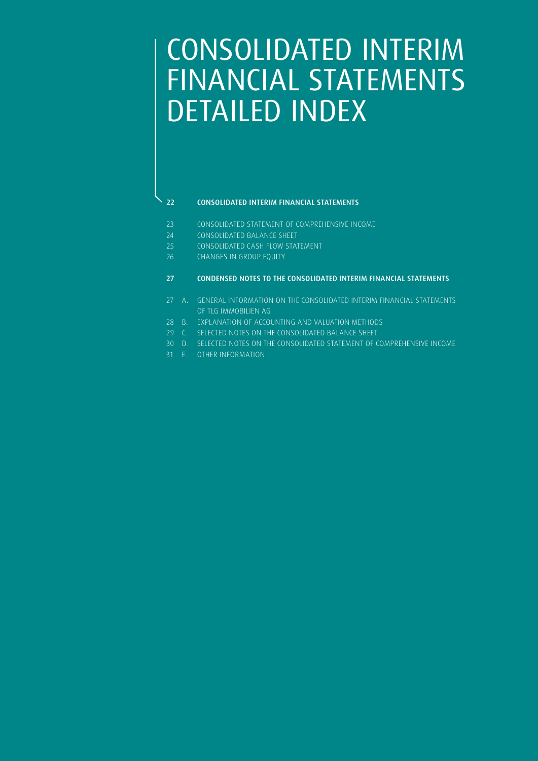# CONSOLIDATED INTERIM FINANCIAL STATEMENTS DETAILED INDEX

**22 CONSOLIDATED INTERIM FINANCIAL STATEMENTS**

23 CONSOLIDATED STATEMENT OF COMPREHENSIVE INCOME
24 CONSOLIDATED BALANCE SHEET
25 CONSOLIDATED CASH FLOW STATEMENT
26 CHANGES IN GROUP EQUITY

**27 CONDENSED NOTES TO THE CONSOLIDATED INTERIM FINANCIAL STATEMENTS**

27 A. GENERAL INFORMATION ON THE CONSOLIDATED INTERIM FINANCIAL STATEMENTS OF TLG IMMOBILIEN AG
28 B. EXPLANATION OF ACCOUNTING AND VALUATION METHODS
29 C. SELECTED NOTES ON THE CONSOLIDATED BALANCE SHEET
30 D. SELECTED NOTES ON THE CONSOLIDATED STATEMENT OF COMPREHENSIVE INCOME
31 E. OTHER INFORMATION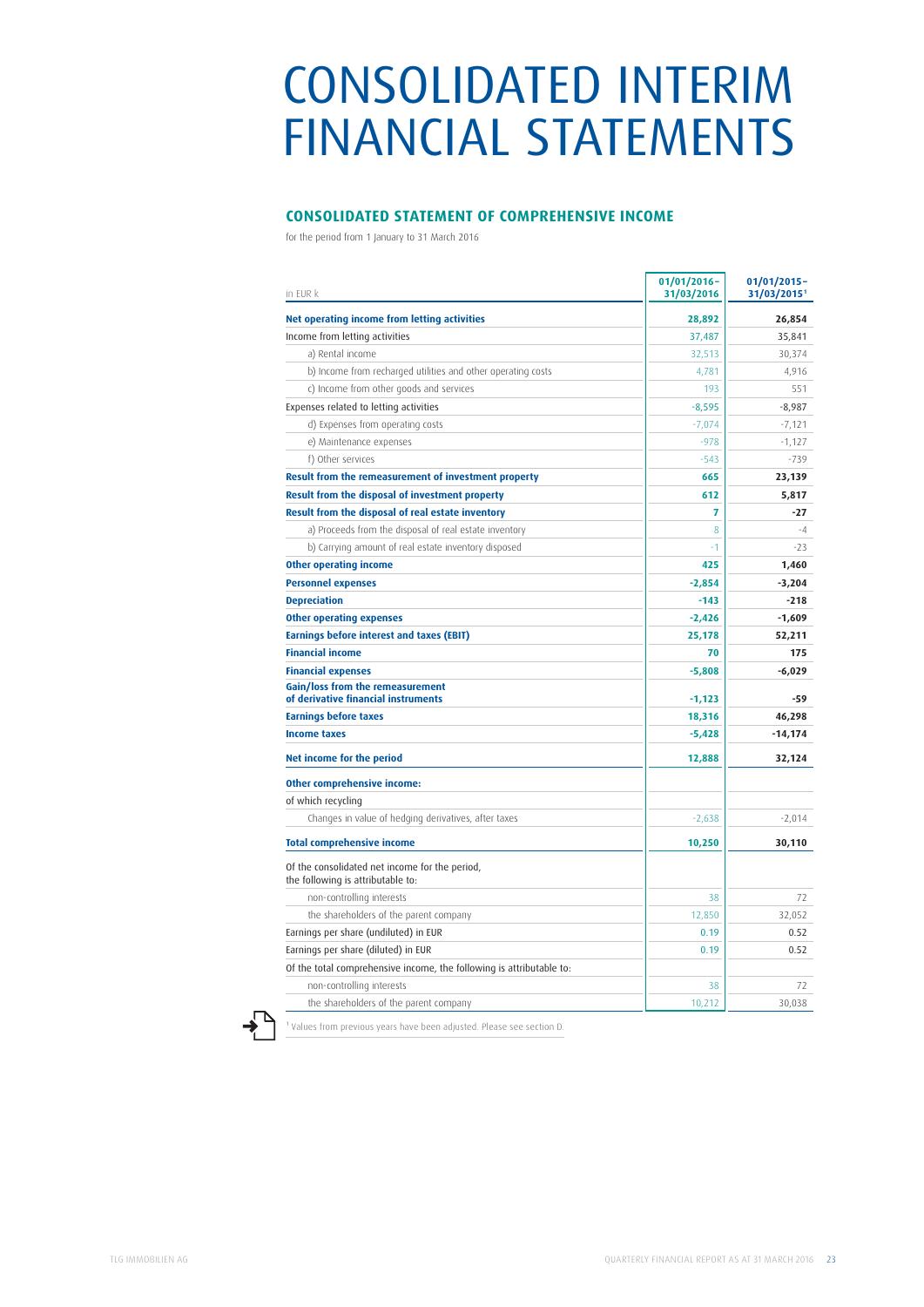# CONSOLIDATED INTERIM FINANCIAL STATEMENTS

## CONSOLIDATED STATEMENT OF COMPREHENSIVE INCOME

for the period from 1 January to 31 March 2016

| in EUR k | 01/01/2016–31/03/2016 | 01/01/2015–31/03/2015[1] |
|---|---|---|
| **Net operating income from letting activities** | **28,892** | **26,854** |
| Income from letting activities | 37,487 | 35,841 |
| a) Rental income | 32,513 | 30,374 |
| b) Income from recharged utilities and other operating costs | 4,781 | 4,916 |
| c) Income from other goods and services | 193 | 551 |
| Expenses related to letting activities | -8,595 | -8,987 |
| d) Expenses from operating costs | -7,074 | -7,121 |
| e) Maintenance expenses | -978 | -1,127 |
| f) Other services | -543 | -739 |
| **Result from the remeasurement of investment property** | **665** | **23,139** |
| **Result from the disposal of investment property** | **612** | **5,817** |
| **Result from the disposal of real estate inventory** | **7** | **-27** |
| a) Proceeds from the disposal of real estate inventory | 8 | -4 |
| b) Carrying amount of real estate inventory disposed | -1 | -23 |
| **Other operating income** | **425** | **1,460** |
| **Personnel expenses** | **-2,854** | **-3,204** |
| **Depreciation** | **-143** | **-218** |
| **Other operating expenses** | **-2,426** | **-1,609** |
| **Earnings before interest and taxes (EBIT)** | **25,178** | **52,211** |
| **Financial income** | **70** | **175** |
| **Financial expenses** | **-5,808** | **-6,029** |
| **Gain/loss from the remeasurement of derivative financial instruments** | **-1,123** | **-59** |
| **Earnings before taxes** | **18,316** | **46,298** |
| **Income taxes** | **-5,428** | **-14,174** |
| **Net income for the period** | **12,888** | **32,124** |
| **Other comprehensive income:** | | |
| of which recycling | | |
| Changes in value of hedging derivatives, after taxes | -2,638 | -2,014 |
| **Total comprehensive income** | **10,250** | **30,110** |
| Of the consolidated net income for the period, the following is attributable to: | | |
| non-controlling interests | 38 | 72 |
| the shareholders of the parent company | 12,850 | 32,052 |
| Earnings per share (undiluted) in EUR | 0.19 | 0.52 |
| Earnings per share (diluted) in EUR | 0.19 | 0.52 |
| Of the total comprehensive income, the following is attributable to: | | |
| non-controlling interests | 38 | 72 |
| the shareholders of the parent company | 10,212 | 30,038 |

[1] Values from previous years have been adjusted. Please see section D.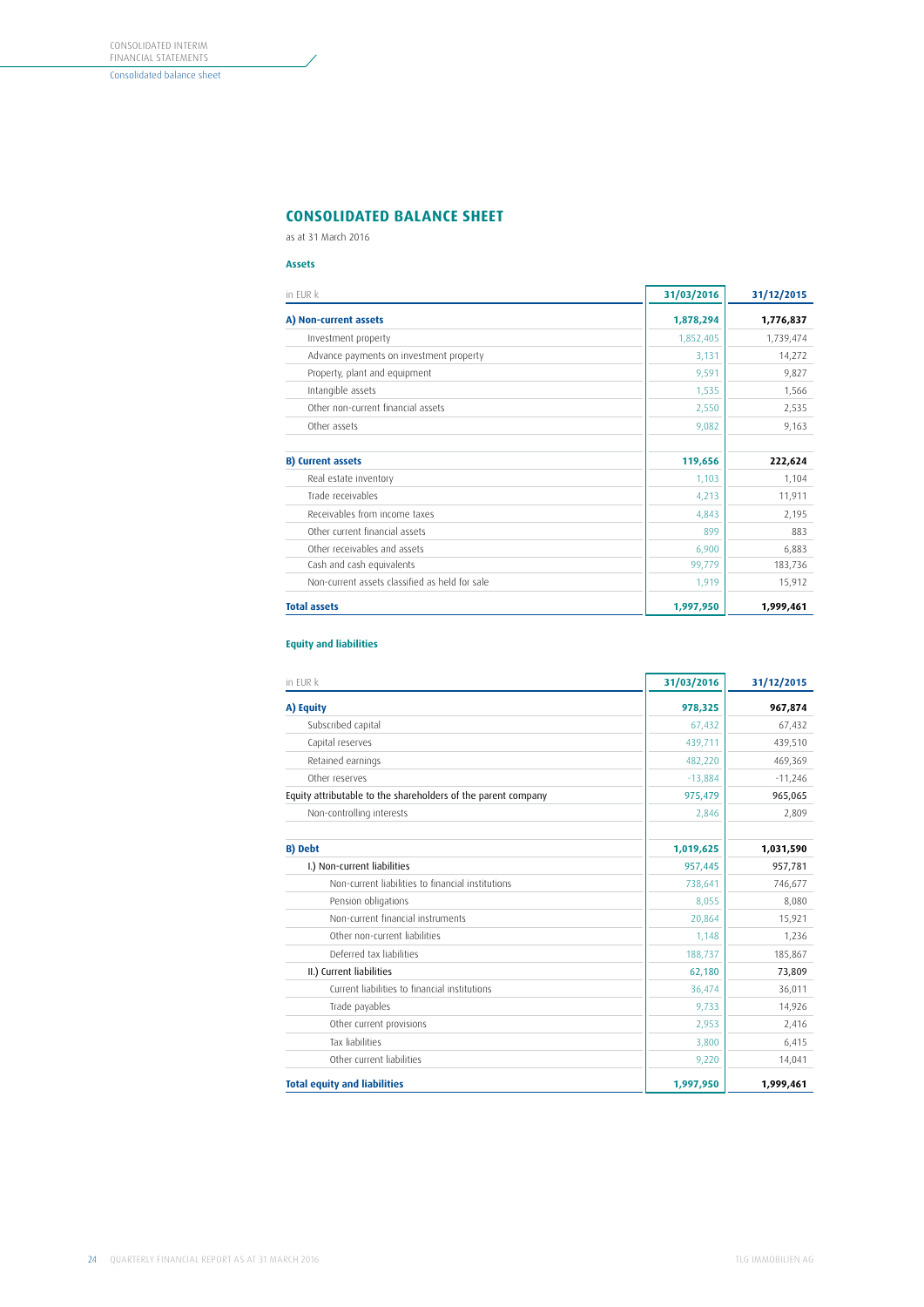## CONSOLIDATED BALANCE SHEET

as at 31 March 2016

### Assets

| in EUR k | 31/03/2016 | 31/12/2015 |
|---|---|---|
| **A) Non-current assets** | **1,878,294** | **1,776,837** |
| Investment property | 1,852,405 | 1,739,474 |
| Advance payments on investment property | 3,131 | 14,272 |
| Property, plant and equipment | 9,591 | 9,827 |
| Intangible assets | 1,535 | 1,566 |
| Other non-current financial assets | 2,550 | 2,535 |
| Other assets | 9,082 | 9,163 |
| **B) Current assets** | **119,656** | **222,624** |
| Real estate inventory | 1,103 | 1,104 |
| Trade receivables | 4,213 | 11,911 |
| Receivables from income taxes | 4,843 | 2,195 |
| Other current financial assets | 899 | 883 |
| Other receivables and assets | 6,900 | 6,883 |
| Cash and cash equivalents | 99,779 | 183,736 |
| Non-current assets classified as held for sale | 1,919 | 15,912 |
| **Total assets** | **1,997,950** | **1,999,461** |

### Equity and liabilities

| in EUR k | 31/03/2016 | 31/12/2015 |
|---|---|---|
| **A) Equity** | **978,325** | **967,874** |
| Subscribed capital | 67,432 | 67,432 |
| Capital reserves | 439,711 | 439,510 |
| Retained earnings | 482,220 | 469,369 |
| Other reserves | -13,884 | -11,246 |
| Equity attributable to the shareholders of the parent company | 975,479 | 965,065 |
| Non-controlling interests | 2,846 | 2,809 |
| **B) Debt** | **1,019,625** | **1,031,590** |
| I.) Non-current liabilities | 957,445 | 957,781 |
| Non-current liabilities to financial institutions | 738,641 | 746,677 |
| Pension obligations | 8,055 | 8,080 |
| Non-current financial instruments | 20,864 | 15,921 |
| Other non-current liabilities | 1,148 | 1,236 |
| Deferred tax liabilities | 188,737 | 185,867 |
| II.) Current liabilities | 62,180 | 73,809 |
| Current liabilities to financial institutions | 36,474 | 36,011 |
| Trade payables | 9,733 | 14,926 |
| Other current provisions | 2,953 | 2,416 |
| Tax liabilities | 3,800 | 6,415 |
| Other current liabilities | 9,220 | 14,041 |
| **Total equity and liabilities** | **1,997,950** | **1,999,461** |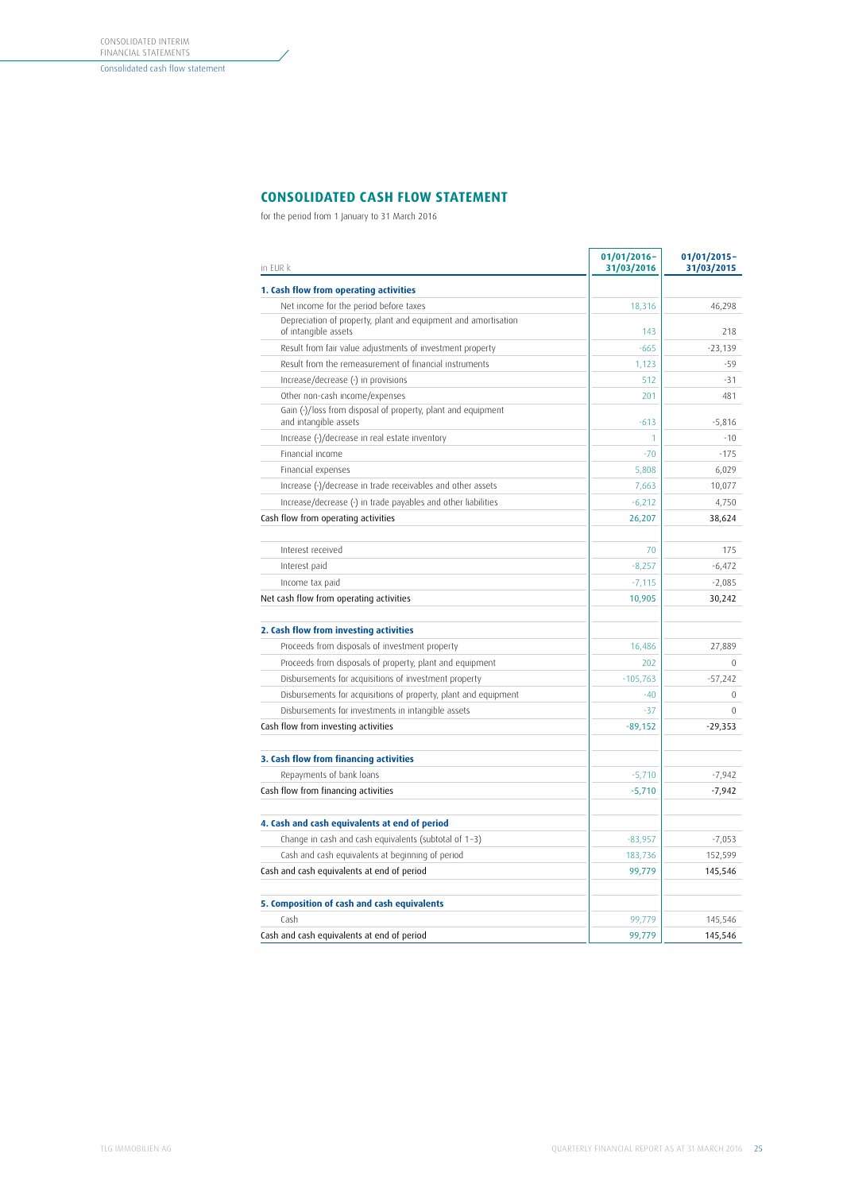# CONSOLIDATED CASH FLOW STATEMENT

for the period from 1 January to 31 March 2016

| in EUR k | 01/01/2016–31/03/2016 | 01/01/2015–31/03/2015 |
|---|---|---|
| **1. Cash flow from operating activities** | | |
| Net income for the period before taxes | 18,316 | 46,298 |
| Depreciation of property, plant and equipment and amortisation of intangible assets | 143 | 218 |
| Result from fair value adjustments of investment property | -665 | -23,139 |
| Result from the remeasurement of financial instruments | 1,123 | -59 |
| Increase/decrease (-) in provisions | 512 | -31 |
| Other non-cash income/expenses | 201 | 481 |
| Gain (-)/loss from disposal of property, plant and equipment and intangible assets | -613 | -5,816 |
| Increase (-)/decrease in real estate inventory | 1 | -10 |
| Financial income | -70 | -175 |
| Financial expenses | 5,808 | 6,029 |
| Increase (-)/decrease in trade receivables and other assets | 7,663 | 10,077 |
| Increase/decrease (-) in trade payables and other liabilities | -6,212 | 4,750 |
| Cash flow from operating activities | 26,207 | 38,624 |
| | | |
| Interest received | 70 | 175 |
| Interest paid | -8,257 | -6,472 |
| Income tax paid | -7,115 | -2,085 |
| Net cash flow from operating activities | 10,905 | 30,242 |
| | | |
| **2. Cash flow from investing activities** | | |
| Proceeds from disposals of investment property | 16,486 | 27,889 |
| Proceeds from disposals of property, plant and equipment | 202 | 0 |
| Disbursements for acquisitions of investment property | -105,763 | -57,242 |
| Disbursements for acquisitions of property, plant and equipment | -40 | 0 |
| Disbursements for investments in intangible assets | -37 | 0 |
| Cash flow from investing activities | -89,152 | -29,353 |
| | | |
| **3. Cash flow from financing activities** | | |
| Repayments of bank loans | -5,710 | -7,942 |
| Cash flow from financing activities | -5,710 | -7,942 |
| | | |
| **4. Cash and cash equivalents at end of period** | | |
| Change in cash and cash equivalents (subtotal of 1–3) | -83,957 | -7,053 |
| Cash and cash equivalents at beginning of period | 183,736 | 152,599 |
| Cash and cash equivalents at end of period | 99,779 | 145,546 |
| | | |
| **5. Composition of cash and cash equivalents** | | |
| Cash | 99,779 | 145,546 |
| Cash and cash equivalents at end of period | 99,779 | 145,546 |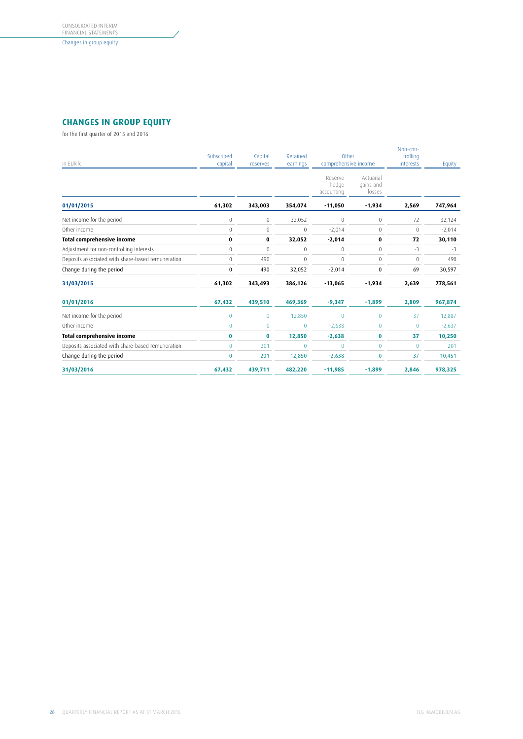## CHANGES IN GROUP EQUITY

for the first quarter of 2015 and 2016

| in EUR k | Subscribed capital | Capital reserves | Retained earnings | Other comprehensive income | | Non-controlling interests | Equity |
|---|---|---|---|---|---|---|---|
| | | | | Reserve hedge accounting | Actuarial gains and losses | | |
| **01/01/2015** | **61,302** | **343,003** | **354,074** | **-11,050** | **-1,934** | **2,569** | **747,964** |
| Net income for the period | 0 | 0 | 32,052 | 0 | 0 | 72 | 32,124 |
| Other income | 0 | 0 | 0 | -2,014 | 0 | 0 | -2,014 |
| **Total comprehensive income** | **0** | **0** | **32,052** | **-2,014** | **0** | **72** | **30,110** |
| Adjustment for non-controlling interests | 0 | 0 | 0 | 0 | 0 | -3 | -3 |
| Deposits associated with share-based remuneration | 0 | 490 | 0 | 0 | 0 | 0 | 490 |
| Change during the period | 0 | 490 | 32,052 | -2,014 | 0 | 69 | 30,597 |
| **31/03/2015** | **61,302** | **343,493** | **386,126** | **-13,065** | **-1,934** | **2,639** | **778,561** |
| **01/01/2016** | **67,432** | **439,510** | **469,369** | **-9,347** | **-1,899** | **2,809** | **967,874** |
| Net income for the period | 0 | 0 | 12,850 | 0 | 0 | 37 | 12,887 |
| Other income | 0 | 0 | 0 | -2,638 | 0 | 0 | -2,637 |
| **Total comprehensive income** | **0** | **0** | **12,850** | **-2,638** | **0** | **37** | **10,250** |
| Deposits associated with share-based remuneration | 0 | 201 | 0 | 0 | 0 | 0 | 201 |
| Change during the period | 0 | 201 | 12,850 | -2,638 | 0 | 37 | 10,451 |
| **31/03/2016** | **67,432** | **439,711** | **482,220** | **-11,985** | **-1,899** | **2,846** | **978,325** |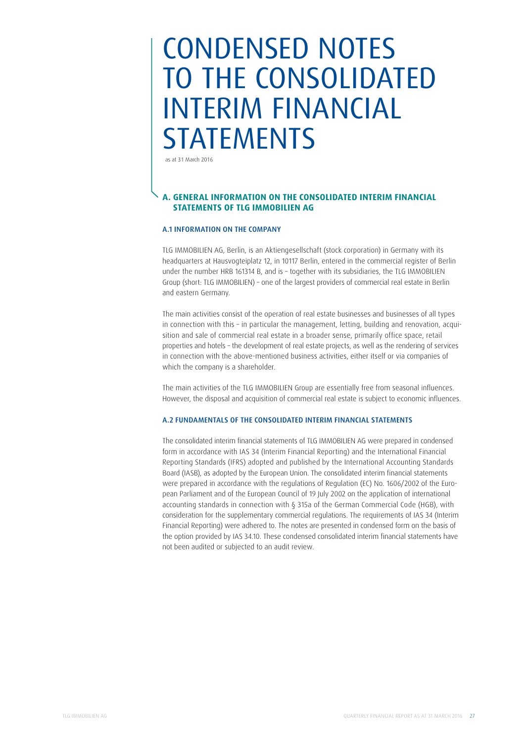# CONDENSED NOTES TO THE CONSOLIDATED INTERIM FINANCIAL STATEMENTS

as at 31 March 2016

## A. GENERAL INFORMATION ON THE CONSOLIDATED INTERIM FINANCIAL STATEMENTS OF TLG IMMOBILIEN AG

### A.1 INFORMATION ON THE COMPANY

TLG IMMOBILIEN AG, Berlin, is an Aktiengesellschaft (stock corporation) in Germany with its headquarters at Hausvogteiplatz 12, in 10117 Berlin, entered in the commercial register of Berlin under the number HRB 161314 B, and is – together with its subsidiaries, the TLG IMMOBILIEN Group (short: TLG IMMOBILIEN) – one of the largest providers of commercial real estate in Berlin and eastern Germany.

The main activities consist of the operation of real estate businesses and businesses of all types in connection with this – in particular the management, letting, building and renovation, acquisition and sale of commercial real estate in a broader sense, primarily office space, retail properties and hotels – the development of real estate projects, as well as the rendering of services in connection with the above-mentioned business activities, either itself or via companies of which the company is a shareholder.

The main activities of the TLG IMMOBILIEN Group are essentially free from seasonal influences. However, the disposal and acquisition of commercial real estate is subject to economic influences.

### A.2 FUNDAMENTALS OF THE CONSOLIDATED INTERIM FINANCIAL STATEMENTS

The consolidated interim financial statements of TLG IMMOBILIEN AG were prepared in condensed form in accordance with IAS 34 (Interim Financial Reporting) and the International Financial Reporting Standards (IFRS) adopted and published by the International Accounting Standards Board (IASB), as adopted by the European Union. The consolidated interim financial statements were prepared in accordance with the regulations of Regulation (EC) No. 1606/2002 of the European Parliament and of the European Council of 19 July 2002 on the application of international accounting standards in connection with § 315a of the German Commercial Code (HGB), with consideration for the supplementary commercial regulations. The requirements of IAS 34 (Interim Financial Reporting) were adhered to. The notes are presented in condensed form on the basis of the option provided by IAS 34.10. These condensed consolidated interim financial statements have not been audited or subjected to an audit review.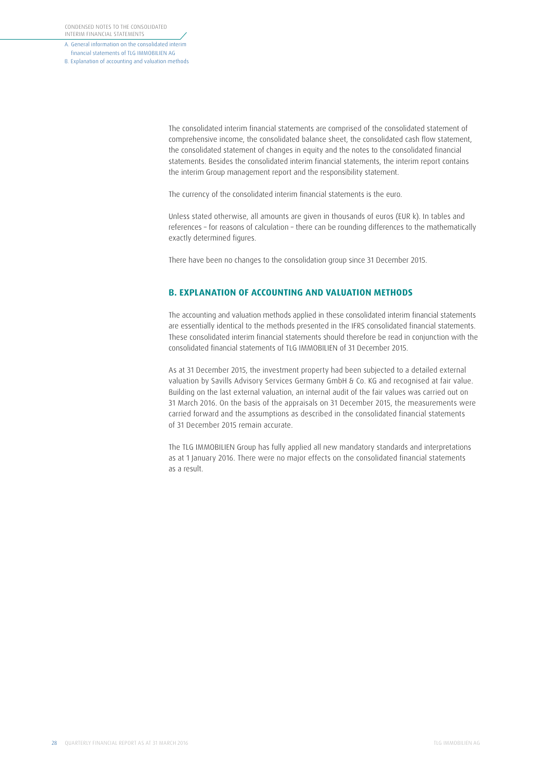The consolidated interim financial statements are comprised of the consolidated statement of comprehensive income, the consolidated balance sheet, the consolidated cash flow statement, the consolidated statement of changes in equity and the notes to the consolidated financial statements. Besides the consolidated interim financial statements, the interim report contains the interim Group management report and the responsibility statement.

The currency of the consolidated interim financial statements is the euro.

Unless stated otherwise, all amounts are given in thousands of euros (EUR k). In tables and references – for reasons of calculation – there can be rounding differences to the mathematically exactly determined figures.

There have been no changes to the consolidation group since 31 December 2015.

## B. EXPLANATION OF ACCOUNTING AND VALUATION METHODS

The accounting and valuation methods applied in these consolidated interim financial statements are essentially identical to the methods presented in the IFRS consolidated financial statements. These consolidated interim financial statements should therefore be read in conjunction with the consolidated financial statements of TLG IMMOBILIEN of 31 December 2015.

As at 31 December 2015, the investment property had been subjected to a detailed external valuation by Savills Advisory Services Germany GmbH & Co. KG and recognised at fair value. Building on the last external valuation, an internal audit of the fair values was carried out on 31 March 2016. On the basis of the appraisals on 31 December 2015, the measurements were carried forward and the assumptions as described in the consolidated financial statements of 31 December 2015 remain accurate.

The TLG IMMOBILIEN Group has fully applied all new mandatory standards and interpretations as at 1 January 2016. There were no major effects on the consolidated financial statements as a result.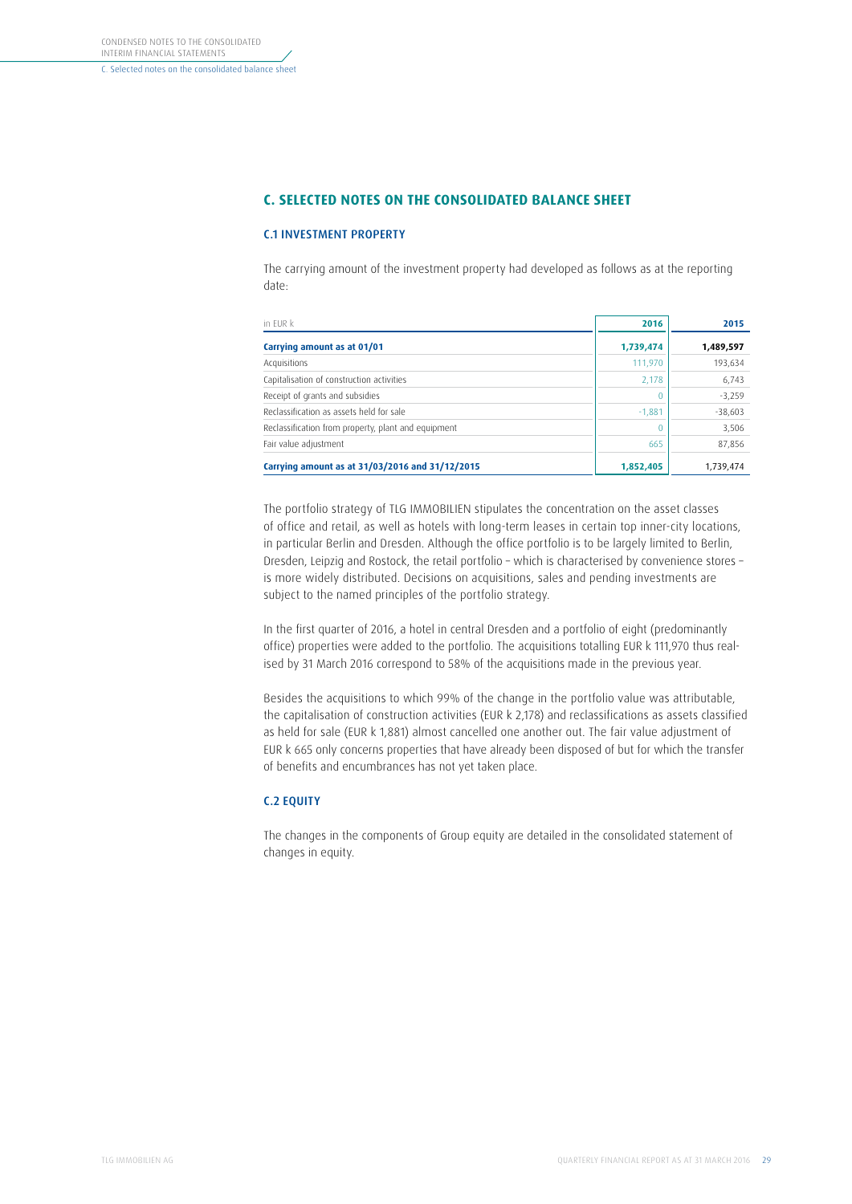## C. SELECTED NOTES ON THE CONSOLIDATED BALANCE SHEET

### C.1 INVESTMENT PROPERTY

The carrying amount of the investment property had developed as follows as at the reporting date:

| in EUR k | 2016 | 2015 |
|---|---|---|
| **Carrying amount as at 01/01** | **1,739,474** | **1,489,597** |
| Acquisitions | 111,970 | 193,634 |
| Capitalisation of construction activities | 2,178 | 6,743 |
| Receipt of grants and subsidies | 0 | -3,259 |
| Reclassification as assets held for sale | -1,881 | -38,603 |
| Reclassification from property, plant and equipment | 0 | 3,506 |
| Fair value adjustment | 665 | 87,856 |
| **Carrying amount as at 31/03/2016 and 31/12/2015** | **1,852,405** | 1,739,474 |

The portfolio strategy of TLG IMMOBILIEN stipulates the concentration on the asset classes of office and retail, as well as hotels with long-term leases in certain top inner-city locations, in particular Berlin and Dresden. Although the office portfolio is to be largely limited to Berlin, Dresden, Leipzig and Rostock, the retail portfolio – which is characterised by convenience stores – is more widely distributed. Decisions on acquisitions, sales and pending investments are subject to the named principles of the portfolio strategy.

In the first quarter of 2016, a hotel in central Dresden and a portfolio of eight (predominantly office) properties were added to the portfolio. The acquisitions totalling EUR k 111,970 thus realised by 31 March 2016 correspond to 58% of the acquisitions made in the previous year.

Besides the acquisitions to which 99% of the change in the portfolio value was attributable, the capitalisation of construction activities (EUR k 2,178) and reclassifications as assets classified as held for sale (EUR k 1,881) almost cancelled one another out. The fair value adjustment of EUR k 665 only concerns properties that have already been disposed of but for which the transfer of benefits and encumbrances has not yet taken place.

### C.2 EQUITY

The changes in the components of Group equity are detailed in the consolidated statement of changes in equity.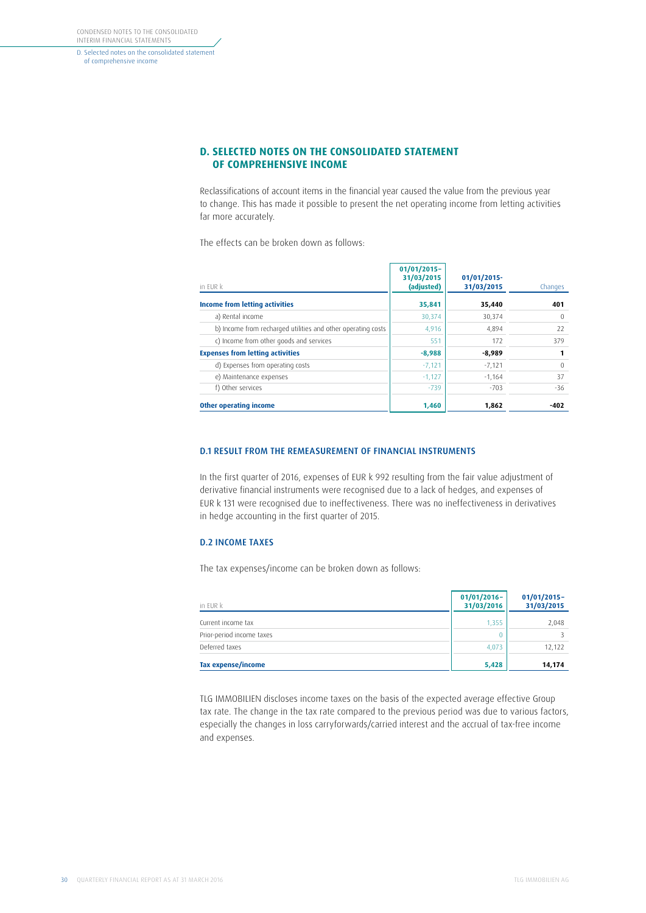## D. SELECTED NOTES ON THE CONSOLIDATED STATEMENT OF COMPREHENSIVE INCOME

Reclassifications of account items in the financial year caused the value from the previous year to change. This has made it possible to present the net operating income from letting activities far more accurately.

The effects can be broken down as follows:

| in EUR k | 01/01/2015–31/03/2015 (adjusted) | 01/01/2015-31/03/2015 | Changes |
|---|---|---|---|
| **Income from letting activities** | **35,841** | **35,440** | **401** |
| a) Rental income | 30,374 | 30,374 | 0 |
| b) Income from recharged utilities and other operating costs | 4,916 | 4,894 | 22 |
| c) Income from other goods and services | 551 | 172 | 379 |
| **Expenses from letting activities** | **-8,988** | **-8,989** | **1** |
| d) Expenses from operating costs | -7,121 | -7,121 | 0 |
| e) Maintenance expenses | -1,127 | -1,164 | 37 |
| f) Other services | -739 | -703 | -36 |
| **Other operating income** | **1,460** | **1,862** | **-402** |

### D.1 RESULT FROM THE REMEASUREMENT OF FINANCIAL INSTRUMENTS

In the first quarter of 2016, expenses of EUR k 992 resulting from the fair value adjustment of derivative financial instruments were recognised due to a lack of hedges, and expenses of EUR k 131 were recognised due to ineffectiveness. There was no ineffectiveness in derivatives in hedge accounting in the first quarter of 2015.

### D.2 INCOME TAXES

The tax expenses/income can be broken down as follows:

| in EUR k | 01/01/2016–31/03/2016 | 01/01/2015–31/03/2015 |
|---|---|---|
| Current income tax | 1,355 | 2,048 |
| Prior-period income taxes | 0 | 3 |
| Deferred taxes | 4,073 | 12,122 |
| **Tax expense/income** | **5,428** | **14,174** |

TLG IMMOBILIEN discloses income taxes on the basis of the expected average effective Group tax rate. The change in the tax rate compared to the previous period was due to various factors, especially the changes in loss carryforwards/carried interest and the accrual of tax-free income and expenses.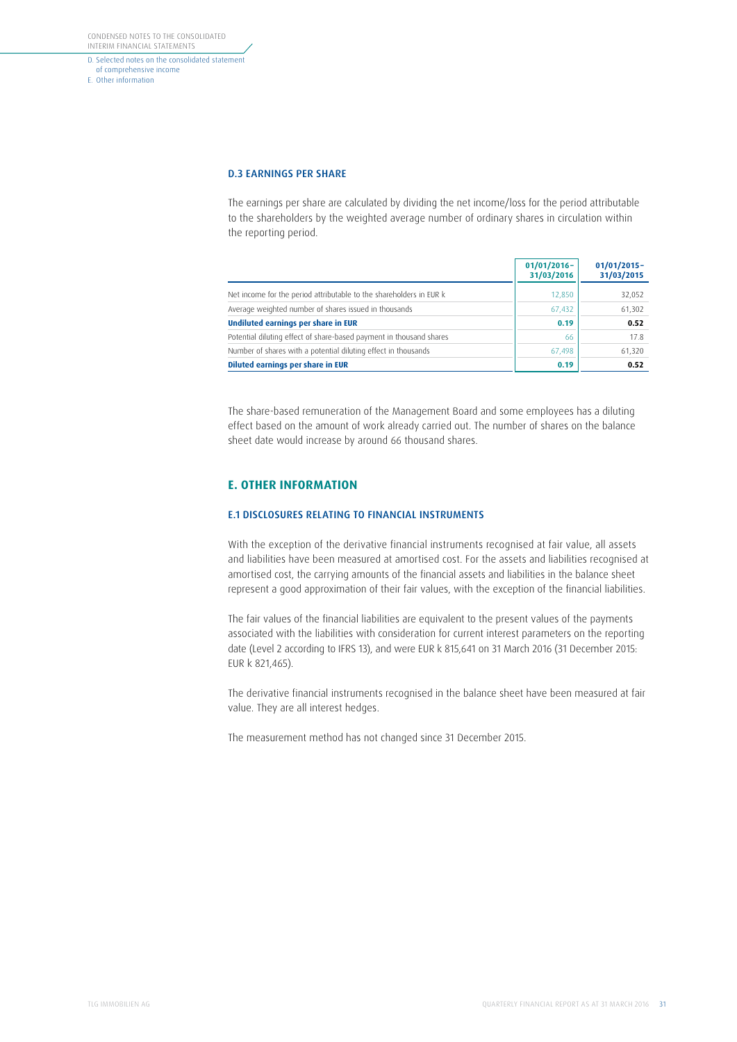### D.3 EARNINGS PER SHARE

The earnings per share are calculated by dividing the net income/loss for the period attributable to the shareholders by the weighted average number of ordinary shares in circulation within the reporting period.

| | 01/01/2016–31/03/2016 | 01/01/2015–31/03/2015 |
|---|---|---|
| Net income for the period attributable to the shareholders in EUR k | 12,850 | 32,052 |
| Average weighted number of shares issued in thousands | 67,432 | 61,302 |
| **Undiluted earnings per share in EUR** | **0.19** | **0.52** |
| Potential diluting effect of share-based payment in thousand shares | 66 | 17.8 |
| Number of shares with a potential diluting effect in thousands | 67,498 | 61,320 |
| **Diluted earnings per share in EUR** | **0.19** | **0.52** |

The share-based remuneration of the Management Board and some employees has a diluting effect based on the amount of work already carried out. The number of shares on the balance sheet date would increase by around 66 thousand shares.

## E. OTHER INFORMATION

### E.1 DISCLOSURES RELATING TO FINANCIAL INSTRUMENTS

With the exception of the derivative financial instruments recognised at fair value, all assets and liabilities have been measured at amortised cost. For the assets and liabilities recognised at amortised cost, the carrying amounts of the financial assets and liabilities in the balance sheet represent a good approximation of their fair values, with the exception of the financial liabilities.

The fair values of the financial liabilities are equivalent to the present values of the payments associated with the liabilities with consideration for current interest parameters on the reporting date (Level 2 according to IFRS 13), and were EUR k 815,641 on 31 March 2016 (31 December 2015: EUR k 821,465).

The derivative financial instruments recognised in the balance sheet have been measured at fair value. They are all interest hedges.

The measurement method has not changed since 31 December 2015.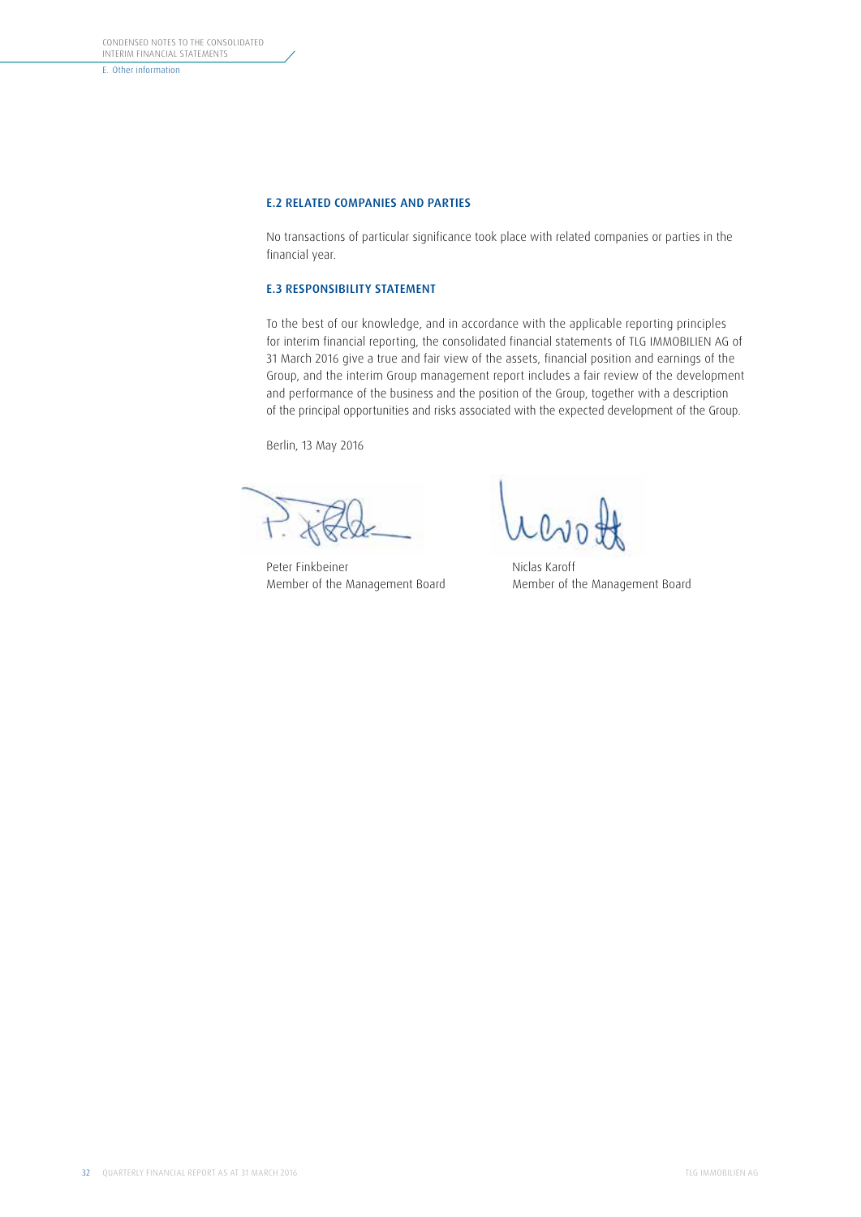## E.2 RELATED COMPANIES AND PARTIES

No transactions of particular significance took place with related companies or parties in the financial year.

## E.3 RESPONSIBILITY STATEMENT

To the best of our knowledge, and in accordance with the applicable reporting principles for interim financial reporting, the consolidated financial statements of TLG IMMOBILIEN AG of 31 March 2016 give a true and fair view of the assets, financial position and earnings of the Group, and the interim Group management report includes a fair review of the development and performance of the business and the position of the Group, together with a description of the principal opportunities and risks associated with the expected development of the Group.

Berlin, 13 May 2016

Peter Finkbeiner
Member of the Management Board

Niclas Karoff
Member of the Management Board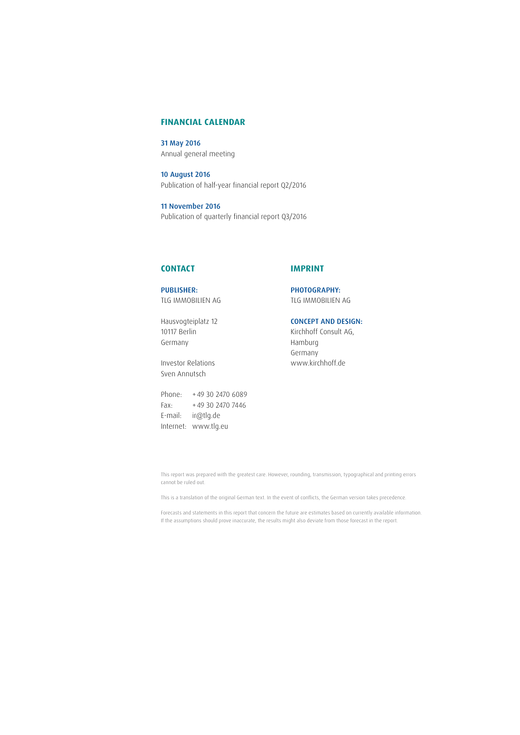## FINANCIAL CALENDAR

**31 May 2016**
Annual general meeting

**10 August 2016**
Publication of half-year financial report Q2/2016

**11 November 2016**
Publication of quarterly financial report Q3/2016

## CONTACT

**PUBLISHER:**
TLG IMMOBILIEN AG

Hausvogteiplatz 12
10117 Berlin
Germany

Investor Relations
Sven Annutsch

Phone: + 49 30 2470 6089
Fax: + 49 30 2470 7446
E-mail: ir@tlg.de
Internet: www.tlg.eu

## IMPRINT

**PHOTOGRAPHY:**
TLG IMMOBILIEN AG

**CONCEPT AND DESIGN:**
Kirchhoff Consult AG,
Hamburg
Germany
www.kirchhoff.de

This report was prepared with the greatest care. However, rounding, transmission, typographical and printing errors cannot be ruled out.

This is a translation of the original German text. In the event of conflicts, the German version takes precedence.

Forecasts and statements in this report that concern the future are estimates based on currently available information. If the assumptions should prove inaccurate, the results might also deviate from those forecast in the report.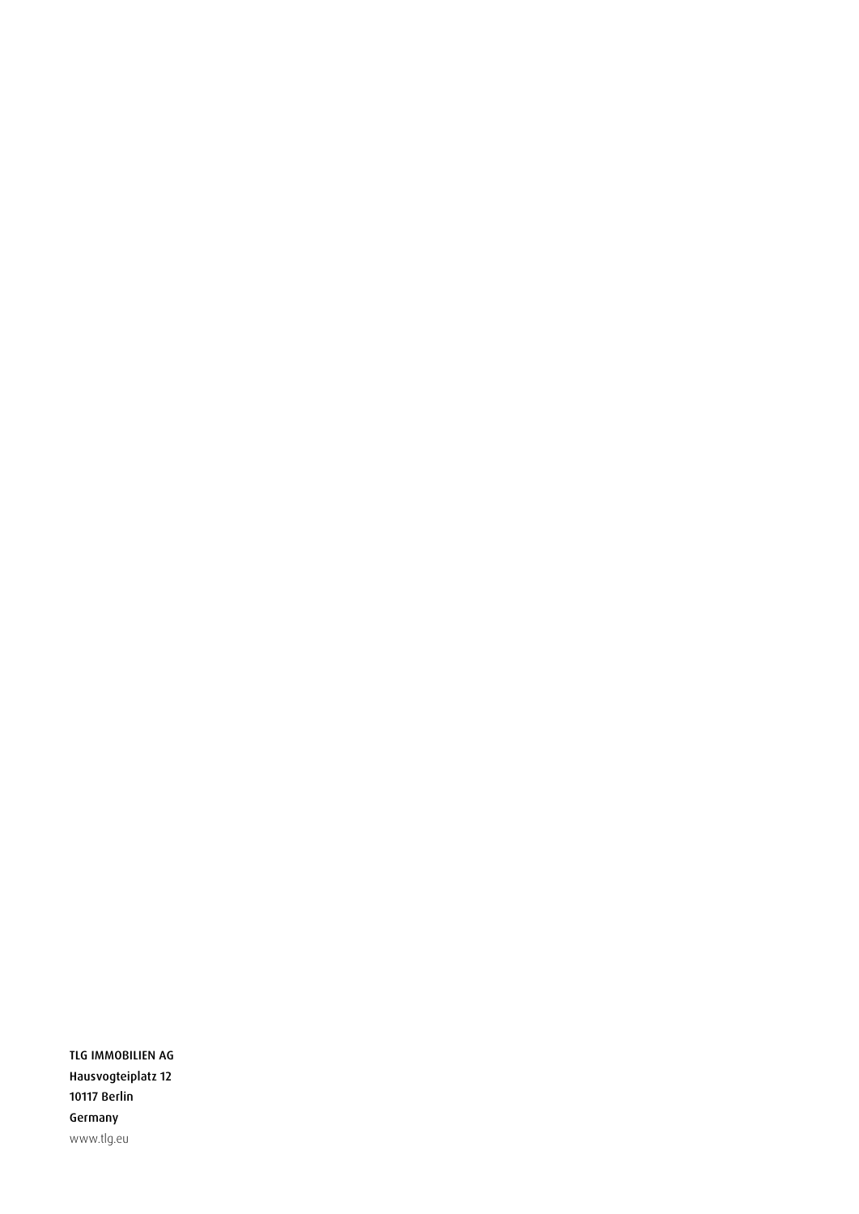**TLG IMMOBILIEN AG**
**Hausvogteiplatz 12**
**10117 Berlin**
**Germany**
www.tlg.eu